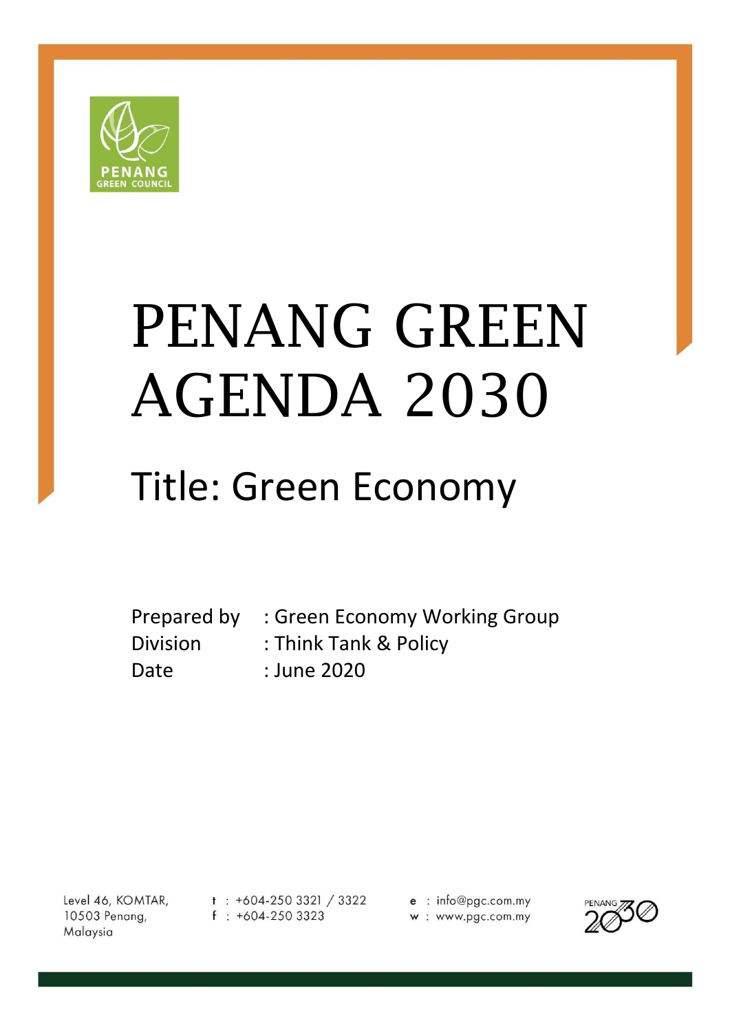PENANG GREEN COUNCIL

# PENANG GREEN AGENDA 2030

## Title: Green Economy

Prepared by : Green Economy Working Group
Division : Think Tank & Policy
Date : June 2020

Level 46, KOMTAR,
10503 Penang,
Malaysia

t : +604-250 3321 / 3322
f : +604-250 3323

e : info@pgc.com.my
w : www.pgc.com.my

PENANG 2030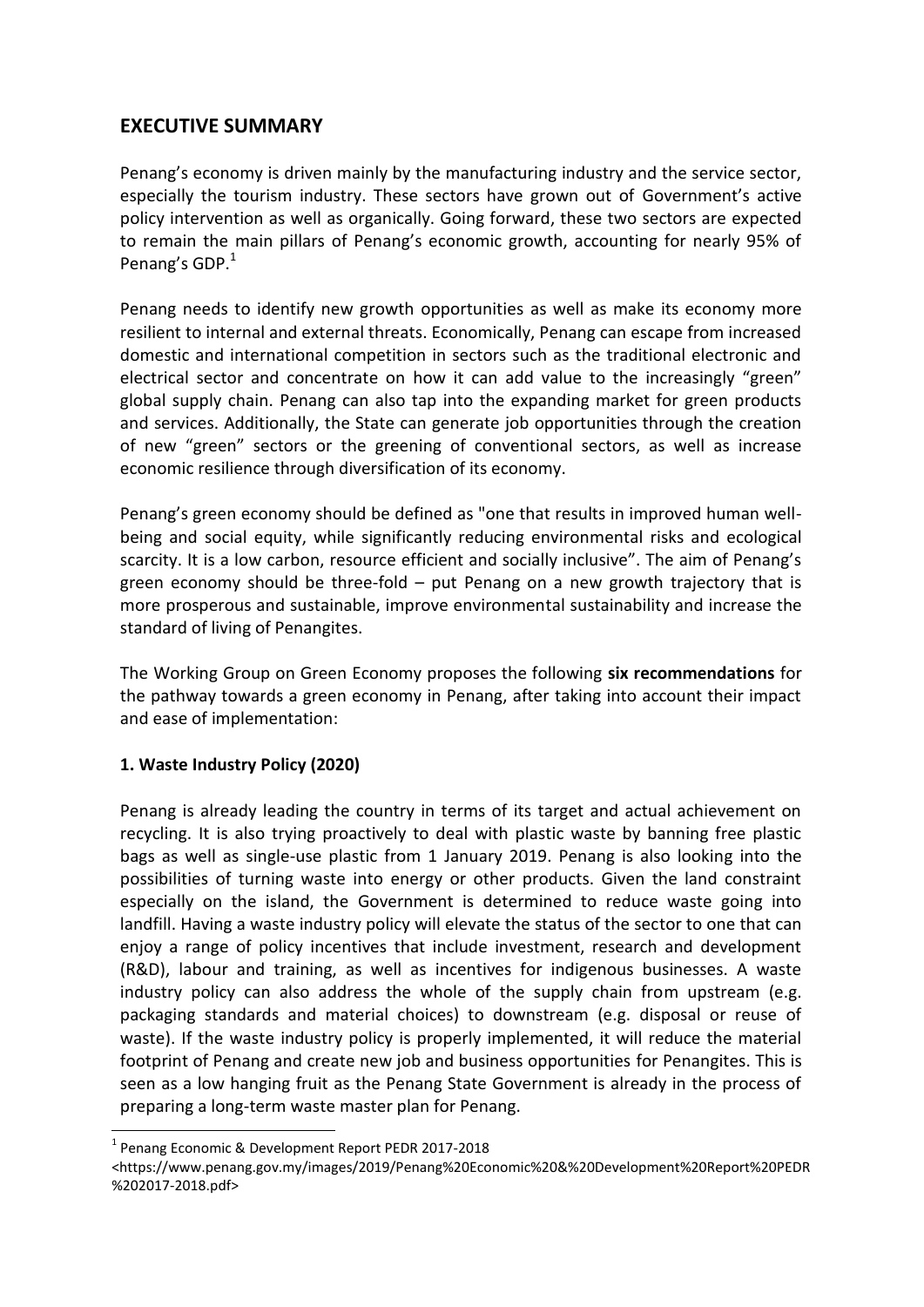## EXECUTIVE SUMMARY

Penang's economy is driven mainly by the manufacturing industry and the service sector, especially the tourism industry. These sectors have grown out of Government's active policy intervention as well as organically. Going forward, these two sectors are expected to remain the main pillars of Penang's economic growth, accounting for nearly 95% of Penang's GDP.[1]

Penang needs to identify new growth opportunities as well as make its economy more resilient to internal and external threats. Economically, Penang can escape from increased domestic and international competition in sectors such as the traditional electronic and electrical sector and concentrate on how it can add value to the increasingly "green" global supply chain. Penang can also tap into the expanding market for green products and services. Additionally, the State can generate job opportunities through the creation of new "green" sectors or the greening of conventional sectors, as well as increase economic resilience through diversification of its economy.

Penang's green economy should be defined as "one that results in improved human well-being and social equity, while significantly reducing environmental risks and ecological scarcity. It is a low carbon, resource efficient and socially inclusive". The aim of Penang's green economy should be three-fold – put Penang on a new growth trajectory that is more prosperous and sustainable, improve environmental sustainability and increase the standard of living of Penangites.

The Working Group on Green Economy proposes the following **six recommendations** for the pathway towards a green economy in Penang, after taking into account their impact and ease of implementation:

### 1. Waste Industry Policy (2020)

Penang is already leading the country in terms of its target and actual achievement on recycling. It is also trying proactively to deal with plastic waste by banning free plastic bags as well as single-use plastic from 1 January 2019. Penang is also looking into the possibilities of turning waste into energy or other products. Given the land constraint especially on the island, the Government is determined to reduce waste going into landfill. Having a waste industry policy will elevate the status of the sector to one that can enjoy a range of policy incentives that include investment, research and development (R&D), labour and training, as well as incentives for indigenous businesses. A waste industry policy can also address the whole of the supply chain from upstream (e.g. packaging standards and material choices) to downstream (e.g. disposal or reuse of waste). If the waste industry policy is properly implemented, it will reduce the material footprint of Penang and create new job and business opportunities for Penangites. This is seen as a low hanging fruit as the Penang State Government is already in the process of preparing a long-term waste master plan for Penang.

---

[1] Penang Economic & Development Report PEDR 2017-2018 <https://www.penang.gov.my/images/2019/Penang%20Economic%20&%20Development%20Report%20PEDR%202017-2018.pdf>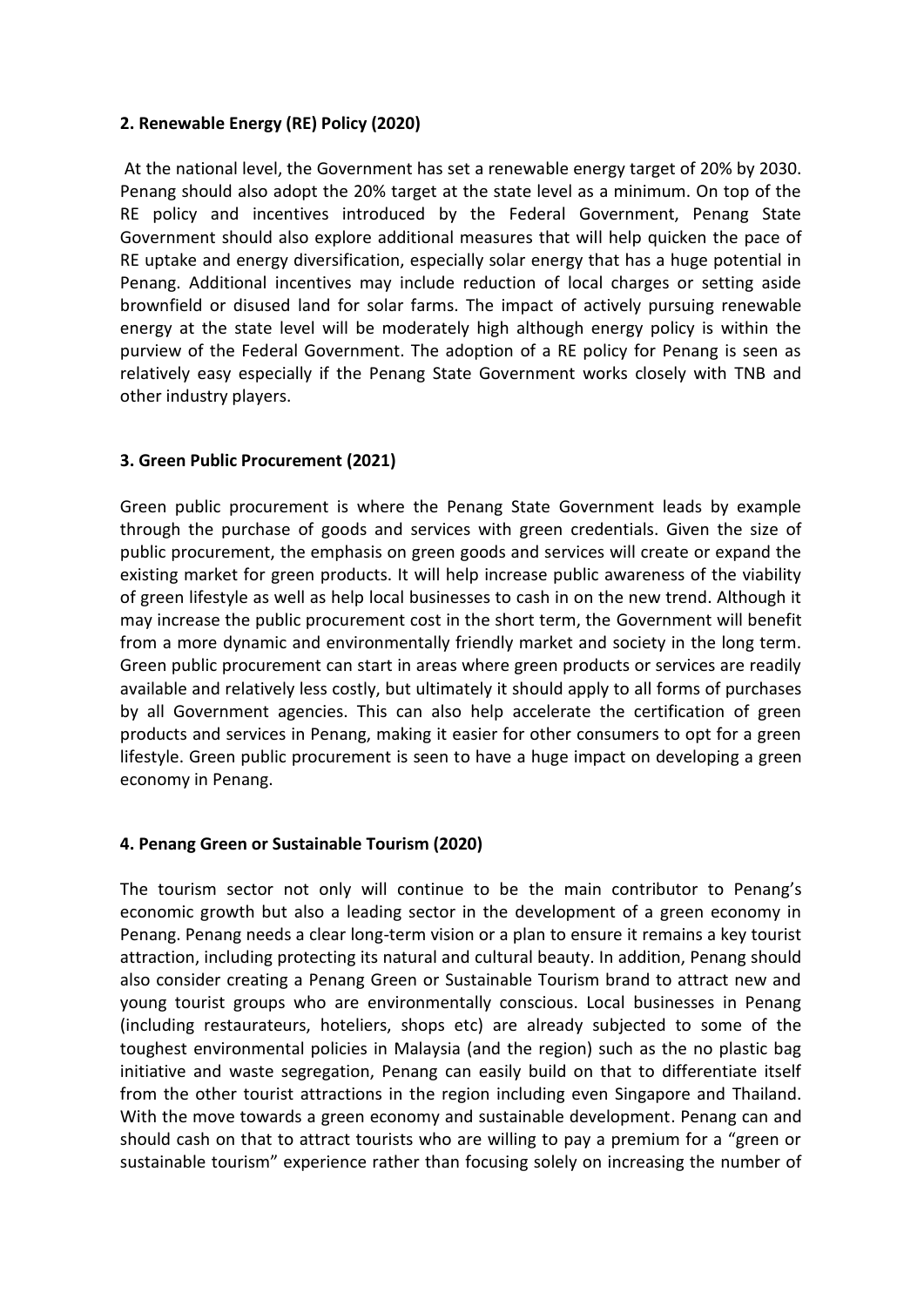**2. Renewable Energy (RE) Policy (2020)**

At the national level, the Government has set a renewable energy target of 20% by 2030. Penang should also adopt the 20% target at the state level as a minimum. On top of the RE policy and incentives introduced by the Federal Government, Penang State Government should also explore additional measures that will help quicken the pace of RE uptake and energy diversification, especially solar energy that has a huge potential in Penang. Additional incentives may include reduction of local charges or setting aside brownfield or disused land for solar farms. The impact of actively pursuing renewable energy at the state level will be moderately high although energy policy is within the purview of the Federal Government. The adoption of a RE policy for Penang is seen as relatively easy especially if the Penang State Government works closely with TNB and other industry players.

**3. Green Public Procurement (2021)**

Green public procurement is where the Penang State Government leads by example through the purchase of goods and services with green credentials. Given the size of public procurement, the emphasis on green goods and services will create or expand the existing market for green products. It will help increase public awareness of the viability of green lifestyle as well as help local businesses to cash in on the new trend. Although it may increase the public procurement cost in the short term, the Government will benefit from a more dynamic and environmentally friendly market and society in the long term. Green public procurement can start in areas where green products or services are readily available and relatively less costly, but ultimately it should apply to all forms of purchases by all Government agencies. This can also help accelerate the certification of green products and services in Penang, making it easier for other consumers to opt for a green lifestyle. Green public procurement is seen to have a huge impact on developing a green economy in Penang.

**4. Penang Green or Sustainable Tourism (2020)**

The tourism sector not only will continue to be the main contributor to Penang's economic growth but also a leading sector in the development of a green economy in Penang. Penang needs a clear long-term vision or a plan to ensure it remains a key tourist attraction, including protecting its natural and cultural beauty. In addition, Penang should also consider creating a Penang Green or Sustainable Tourism brand to attract new and young tourist groups who are environmentally conscious. Local businesses in Penang (including restaurateurs, hoteliers, shops etc) are already subjected to some of the toughest environmental policies in Malaysia (and the region) such as the no plastic bag initiative and waste segregation, Penang can easily build on that to differentiate itself from the other tourist attractions in the region including even Singapore and Thailand. With the move towards a green economy and sustainable development. Penang can and should cash on that to attract tourists who are willing to pay a premium for a "green or sustainable tourism" experience rather than focusing solely on increasing the number of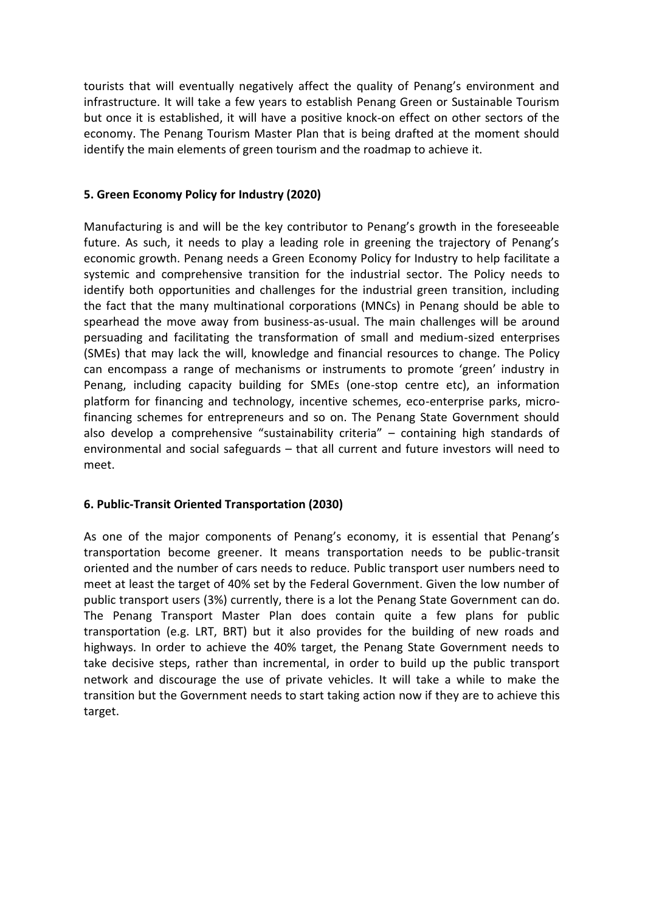tourists that will eventually negatively affect the quality of Penang's environment and infrastructure. It will take a few years to establish Penang Green or Sustainable Tourism but once it is established, it will have a positive knock-on effect on other sectors of the economy. The Penang Tourism Master Plan that is being drafted at the moment should identify the main elements of green tourism and the roadmap to achieve it.

**5. Green Economy Policy for Industry (2020)**

Manufacturing is and will be the key contributor to Penang's growth in the foreseeable future. As such, it needs to play a leading role in greening the trajectory of Penang's economic growth. Penang needs a Green Economy Policy for Industry to help facilitate a systemic and comprehensive transition for the industrial sector. The Policy needs to identify both opportunities and challenges for the industrial green transition, including the fact that the many multinational corporations (MNCs) in Penang should be able to spearhead the move away from business-as-usual. The main challenges will be around persuading and facilitating the transformation of small and medium-sized enterprises (SMEs) that may lack the will, knowledge and financial resources to change. The Policy can encompass a range of mechanisms or instruments to promote 'green' industry in Penang, including capacity building for SMEs (one-stop centre etc), an information platform for financing and technology, incentive schemes, eco-enterprise parks, micro-financing schemes for entrepreneurs and so on. The Penang State Government should also develop a comprehensive "sustainability criteria" – containing high standards of environmental and social safeguards – that all current and future investors will need to meet.

**6. Public-Transit Oriented Transportation (2030)**

As one of the major components of Penang's economy, it is essential that Penang's transportation become greener. It means transportation needs to be public-transit oriented and the number of cars needs to reduce. Public transport user numbers need to meet at least the target of 40% set by the Federal Government. Given the low number of public transport users (3%) currently, there is a lot the Penang State Government can do. The Penang Transport Master Plan does contain quite a few plans for public transportation (e.g. LRT, BRT) but it also provides for the building of new roads and highways. In order to achieve the 40% target, the Penang State Government needs to take decisive steps, rather than incremental, in order to build up the public transport network and discourage the use of private vehicles. It will take a while to make the transition but the Government needs to start taking action now if they are to achieve this target.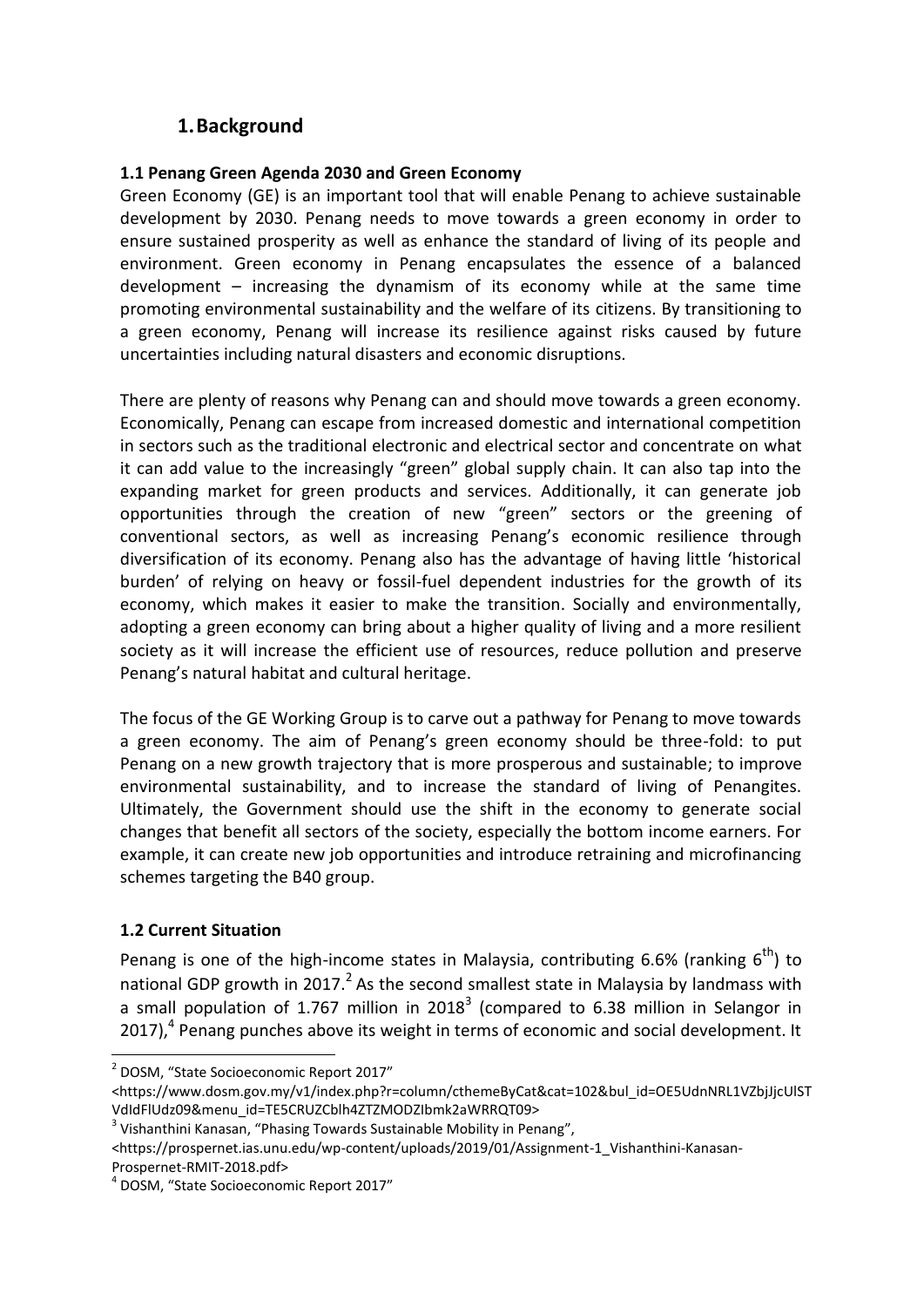# 1. Background

### 1.1 Penang Green Agenda 2030 and Green Economy

Green Economy (GE) is an important tool that will enable Penang to achieve sustainable development by 2030. Penang needs to move towards a green economy in order to ensure sustained prosperity as well as enhance the standard of living of its people and environment. Green economy in Penang encapsulates the essence of a balanced development – increasing the dynamism of its economy while at the same time promoting environmental sustainability and the welfare of its citizens. By transitioning to a green economy, Penang will increase its resilience against risks caused by future uncertainties including natural disasters and economic disruptions.

There are plenty of reasons why Penang can and should move towards a green economy. Economically, Penang can escape from increased domestic and international competition in sectors such as the traditional electronic and electrical sector and concentrate on what it can add value to the increasingly "green" global supply chain. It can also tap into the expanding market for green products and services. Additionally, it can generate job opportunities through the creation of new "green" sectors or the greening of conventional sectors, as well as increasing Penang's economic resilience through diversification of its economy. Penang also has the advantage of having little 'historical burden' of relying on heavy or fossil-fuel dependent industries for the growth of its economy, which makes it easier to make the transition. Socially and environmentally, adopting a green economy can bring about a higher quality of living and a more resilient society as it will increase the efficient use of resources, reduce pollution and preserve Penang's natural habitat and cultural heritage.

The focus of the GE Working Group is to carve out a pathway for Penang to move towards a green economy. The aim of Penang's green economy should be three-fold: to put Penang on a new growth trajectory that is more prosperous and sustainable; to improve environmental sustainability, and to increase the standard of living of Penangites. Ultimately, the Government should use the shift in the economy to generate social changes that benefit all sectors of the society, especially the bottom income earners. For example, it can create new job opportunities and introduce retraining and microfinancing schemes targeting the B40 group.

### 1.2 Current Situation

Penang is one of the high-income states in Malaysia, contributing 6.6% (ranking 6th) to national GDP growth in 2017.[2] As the second smallest state in Malaysia by landmass with a small population of 1.767 million in 2018[3] (compared to 6.38 million in Selangor in 2017),[4] Penang punches above its weight in terms of economic and social development. It

[2] DOSM, "State Socioeconomic Report 2017" <https://www.dosm.gov.my/v1/index.php?r=column/cthemeByCat&cat=102&bul_id=OE5UdnNRL1VZbjJjcUlSTVdIdFlUdz09&menu_id=TE5CRUZCblh4ZTZMODZIbmk2aWRRQT09>

[3] Vishanthini Kanasan, "Phasing Towards Sustainable Mobility in Penang", <https://prospernet.ias.unu.edu/wp-content/uploads/2019/01/Assignment-1_Vishanthini-Kanasan-Prospernet-RMIT-2018.pdf>

[4] DOSM, "State Socioeconomic Report 2017"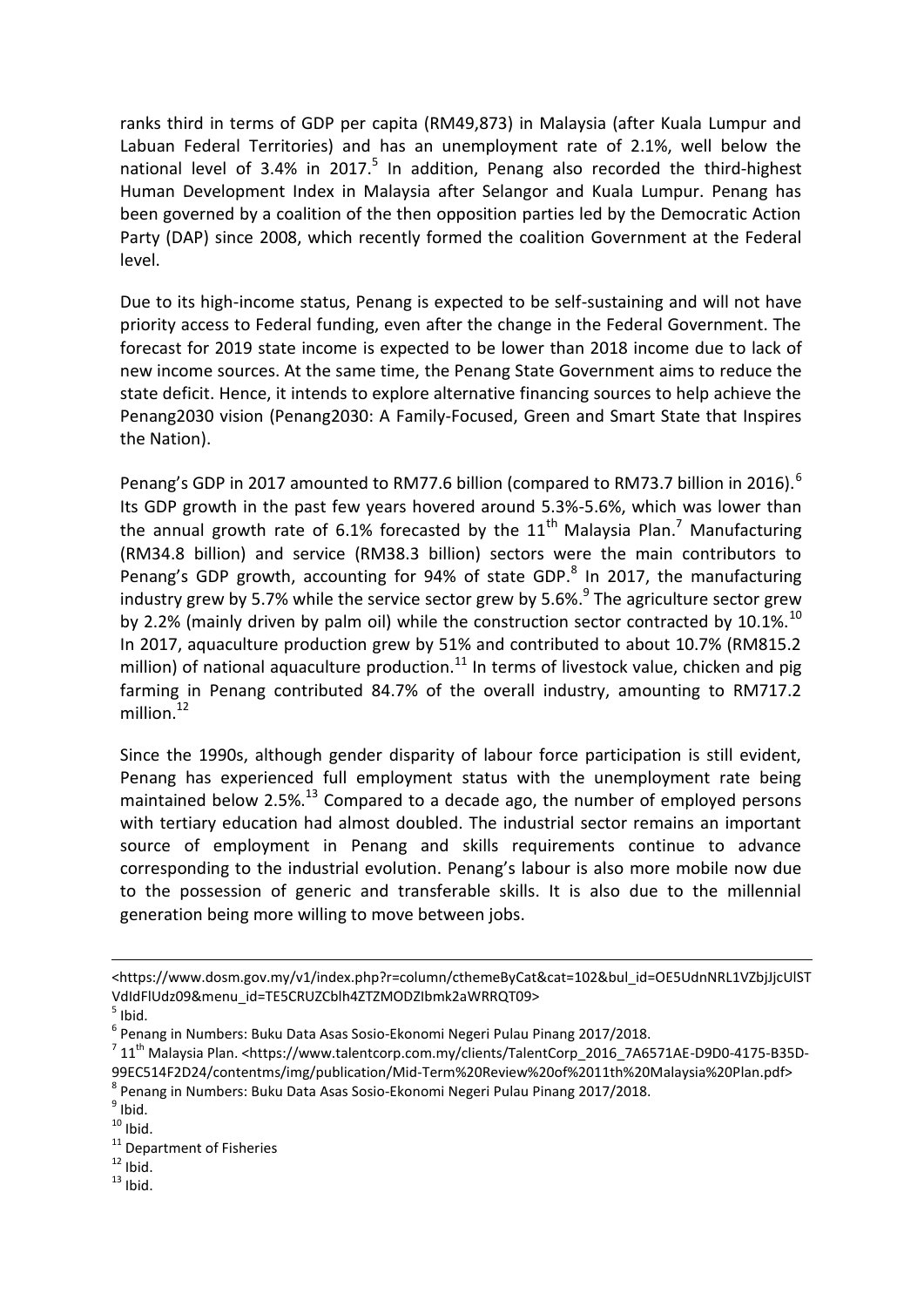ranks third in terms of GDP per capita (RM49,873) in Malaysia (after Kuala Lumpur and Labuan Federal Territories) and has an unemployment rate of 2.1%, well below the national level of 3.4% in 2017.[5] In addition, Penang also recorded the third-highest Human Development Index in Malaysia after Selangor and Kuala Lumpur. Penang has been governed by a coalition of the then opposition parties led by the Democratic Action Party (DAP) since 2008, which recently formed the coalition Government at the Federal level.

Due to its high-income status, Penang is expected to be self-sustaining and will not have priority access to Federal funding, even after the change in the Federal Government. The forecast for 2019 state income is expected to be lower than 2018 income due to lack of new income sources. At the same time, the Penang State Government aims to reduce the state deficit. Hence, it intends to explore alternative financing sources to help achieve the Penang2030 vision (Penang2030: A Family-Focused, Green and Smart State that Inspires the Nation).

Penang's GDP in 2017 amounted to RM77.6 billion (compared to RM73.7 billion in 2016).[6] Its GDP growth in the past few years hovered around 5.3%-5.6%, which was lower than the annual growth rate of 6.1% forecasted by the 11th Malaysia Plan.[7] Manufacturing (RM34.8 billion) and service (RM38.3 billion) sectors were the main contributors to Penang's GDP growth, accounting for 94% of state GDP.[8] In 2017, the manufacturing industry grew by 5.7% while the service sector grew by 5.6%.[9] The agriculture sector grew by 2.2% (mainly driven by palm oil) while the construction sector contracted by 10.1%.[10] In 2017, aquaculture production grew by 51% and contributed to about 10.7% (RM815.2 million) of national aquaculture production.[11] In terms of livestock value, chicken and pig farming in Penang contributed 84.7% of the overall industry, amounting to RM717.2 million.[12]

Since the 1990s, although gender disparity of labour force participation is still evident, Penang has experienced full employment status with the unemployment rate being maintained below 2.5%.[13] Compared to a decade ago, the number of employed persons with tertiary education had almost doubled. The industrial sector remains an important source of employment in Penang and skills requirements continue to advance corresponding to the industrial evolution. Penang's labour is also more mobile now due to the possession of generic and transferable skills. It is also due to the millennial generation being more willing to move between jobs.

---

<https://www.dosm.gov.my/v1/index.php?r=column/cthemeByCat&cat=102&bul_id=OE5UdnNRL1VZbjJjcUlSTVdIdFlUdz09&menu_id=TE5CRUZCblh4ZTZMODZIbmk2aWRRQT09>

[5] Ibid.

[6] Penang in Numbers: Buku Data Asas Sosio-Ekonomi Negeri Pulau Pinang 2017/2018.

[7] 11th Malaysia Plan. <https://www.talentcorp.com.my/clients/TalentCorp_2016_7A6571AE-D9D0-4175-B35D-99EC514F2D24/contentms/img/publication/Mid-Term%20Review%20of%2011th%20Malaysia%20Plan.pdf>

[8] Penang in Numbers: Buku Data Asas Sosio-Ekonomi Negeri Pulau Pinang 2017/2018.

[9] Ibid.

[10] Ibid.

[11] Department of Fisheries

[12] Ibid.

[13] Ibid.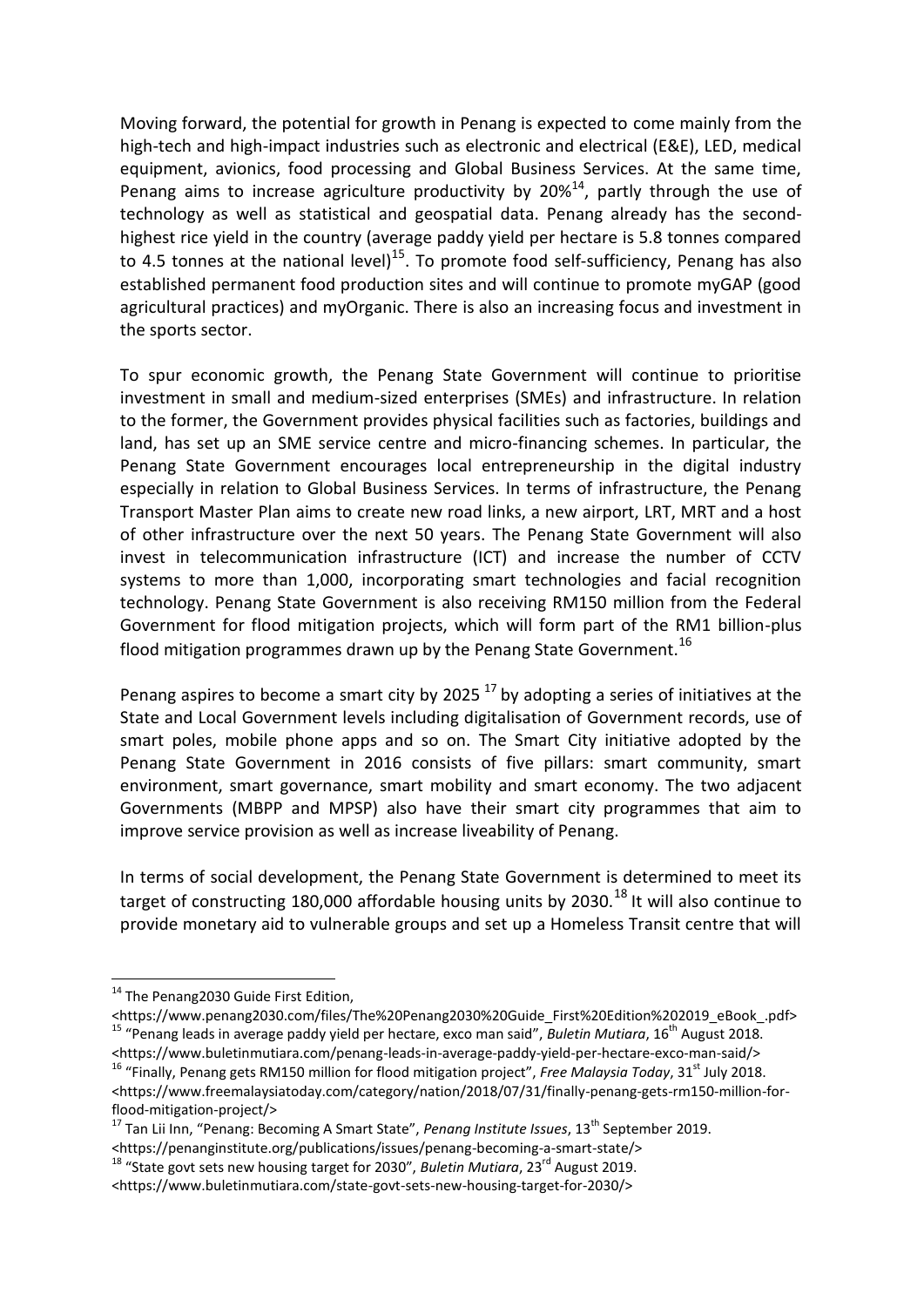Moving forward, the potential for growth in Penang is expected to come mainly from the high-tech and high-impact industries such as electronic and electrical (E&E), LED, medical equipment, avionics, food processing and Global Business Services. At the same time, Penang aims to increase agriculture productivity by 20%[14], partly through the use of technology as well as statistical and geospatial data. Penang already has the second-highest rice yield in the country (average paddy yield per hectare is 5.8 tonnes compared to 4.5 tonnes at the national level)[15]. To promote food self-sufficiency, Penang has also established permanent food production sites and will continue to promote myGAP (good agricultural practices) and myOrganic. There is also an increasing focus and investment in the sports sector.

To spur economic growth, the Penang State Government will continue to prioritise investment in small and medium-sized enterprises (SMEs) and infrastructure. In relation to the former, the Government provides physical facilities such as factories, buildings and land, has set up an SME service centre and micro-financing schemes. In particular, the Penang State Government encourages local entrepreneurship in the digital industry especially in relation to Global Business Services. In terms of infrastructure, the Penang Transport Master Plan aims to create new road links, a new airport, LRT, MRT and a host of other infrastructure over the next 50 years. The Penang State Government will also invest in telecommunication infrastructure (ICT) and increase the number of CCTV systems to more than 1,000, incorporating smart technologies and facial recognition technology. Penang State Government is also receiving RM150 million from the Federal Government for flood mitigation projects, which will form part of the RM1 billion-plus flood mitigation programmes drawn up by the Penang State Government.[16]

Penang aspires to become a smart city by 2025 [17] by adopting a series of initiatives at the State and Local Government levels including digitalisation of Government records, use of smart poles, mobile phone apps and so on. The Smart City initiative adopted by the Penang State Government in 2016 consists of five pillars: smart community, smart environment, smart governance, smart mobility and smart economy. The two adjacent Governments (MBPP and MPSP) also have their smart city programmes that aim to improve service provision as well as increase liveability of Penang.

In terms of social development, the Penang State Government is determined to meet its target of constructing 180,000 affordable housing units by 2030.[18] It will also continue to provide monetary aid to vulnerable groups and set up a Homeless Transit centre that will

---

[14] The Penang2030 Guide First Edition, <https://www.penang2030.com/files/The%20Penang2030%20Guide_First%20Edition%202019_eBook_.pdf>

[15] "Penang leads in average paddy yield per hectare, exco man said", *Buletin Mutiara*, 16th August 2018. <https://www.buletinmutiara.com/penang-leads-in-average-paddy-yield-per-hectare-exco-man-said/>

[16] "Finally, Penang gets RM150 million for flood mitigation project", *Free Malaysia Today*, 31st July 2018. <https://www.freemalaysiatoday.com/category/nation/2018/07/31/finally-penang-gets-rm150-million-for-flood-mitigation-project/>

[17] Tan Lii Inn, "Penang: Becoming A Smart State", *Penang Institute Issues*, 13th September 2019. <https://penanginstitute.org/publications/issues/penang-becoming-a-smart-state/>

[18] "State govt sets new housing target for 2030", *Buletin Mutiara*, 23rd August 2019. <https://www.buletinmutiara.com/state-govt-sets-new-housing-target-for-2030/>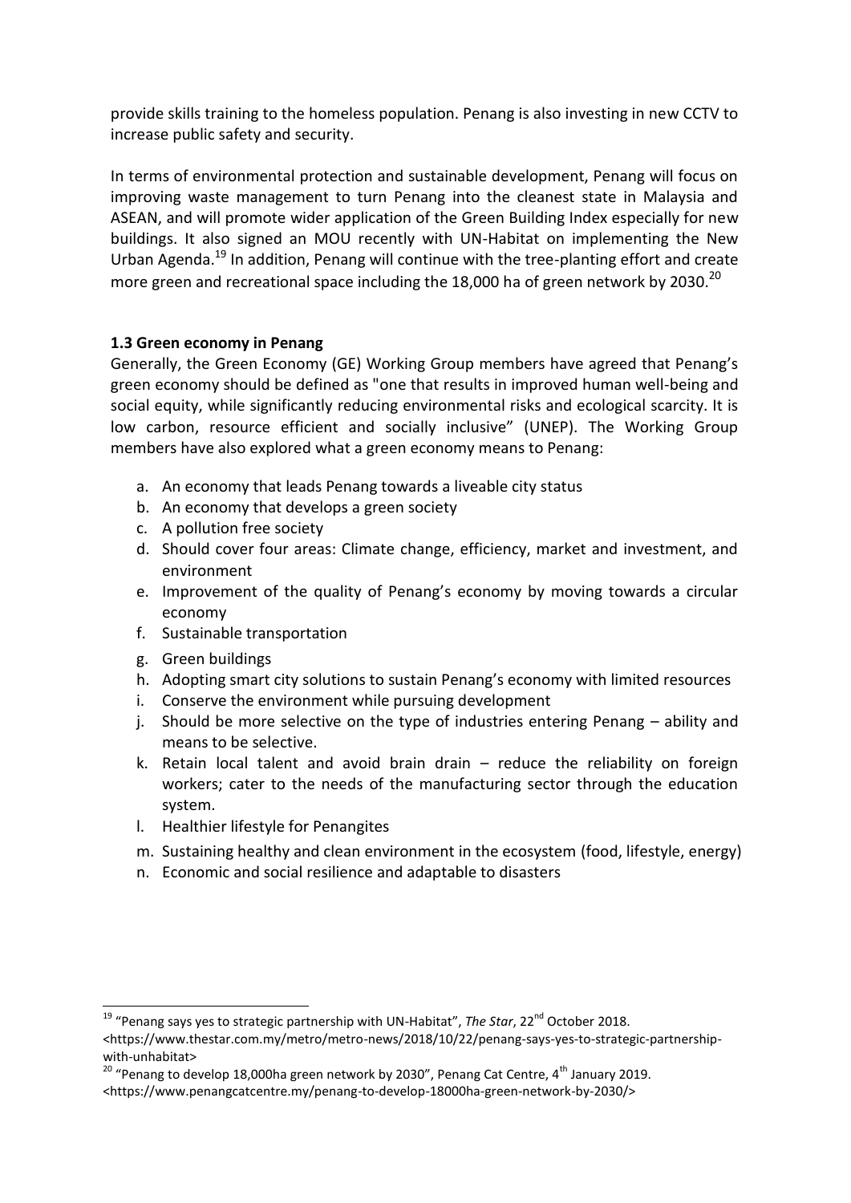provide skills training to the homeless population. Penang is also investing in new CCTV to increase public safety and security.

In terms of environmental protection and sustainable development, Penang will focus on improving waste management to turn Penang into the cleanest state in Malaysia and ASEAN, and will promote wider application of the Green Building Index especially for new buildings. It also signed an MOU recently with UN-Habitat on implementing the New Urban Agenda.[19] In addition, Penang will continue with the tree-planting effort and create more green and recreational space including the 18,000 ha of green network by 2030.[20]

### 1.3 Green economy in Penang

Generally, the Green Economy (GE) Working Group members have agreed that Penang's green economy should be defined as "one that results in improved human well-being and social equity, while significantly reducing environmental risks and ecological scarcity. It is low carbon, resource efficient and socially inclusive" (UNEP). The Working Group members have also explored what a green economy means to Penang:

a. An economy that leads Penang towards a liveable city status
b. An economy that develops a green society
c. A pollution free society
d. Should cover four areas: Climate change, efficiency, market and investment, and environment
e. Improvement of the quality of Penang's economy by moving towards a circular economy
f. Sustainable transportation
g. Green buildings
h. Adopting smart city solutions to sustain Penang's economy with limited resources
i. Conserve the environment while pursuing development
j. Should be more selective on the type of industries entering Penang – ability and means to be selective.
k. Retain local talent and avoid brain drain – reduce the reliability on foreign workers; cater to the needs of the manufacturing sector through the education system.
l. Healthier lifestyle for Penangites
m. Sustaining healthy and clean environment in the ecosystem (food, lifestyle, energy)
n. Economic and social resilience and adaptable to disasters

---

[19] "Penang says yes to strategic partnership with UN-Habitat", *The Star*, 22nd October 2018. <https://www.thestar.com.my/metro/metro-news/2018/10/22/penang-says-yes-to-strategic-partnership-with-unhabitat>

[20] "Penang to develop 18,000ha green network by 2030", Penang Cat Centre, 4th January 2019. <https://www.penangcatcentre.my/penang-to-develop-18000ha-green-network-by-2030/>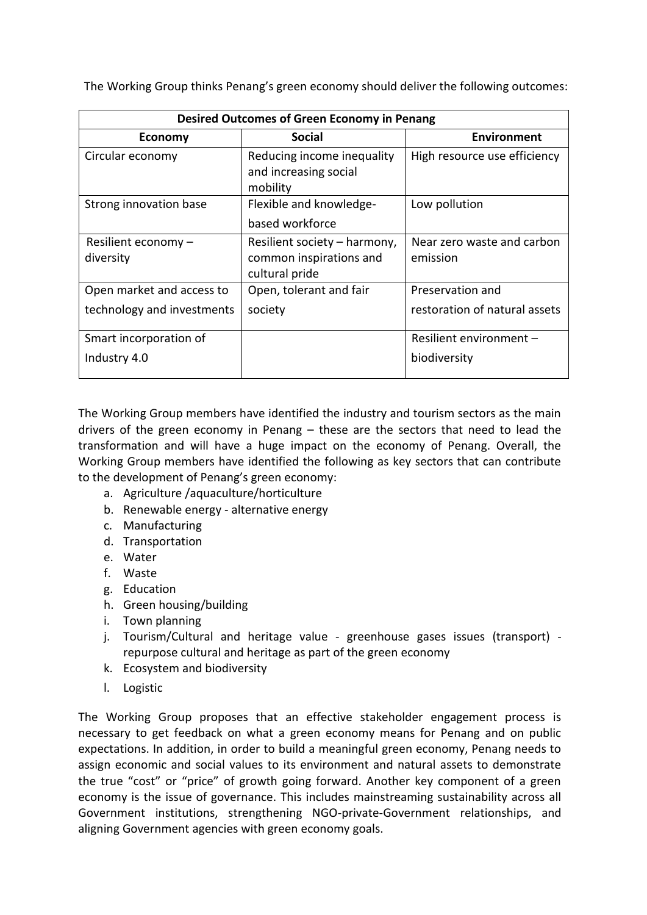The Working Group thinks Penang's green economy should deliver the following outcomes:

| **Desired Outcomes of Green Economy in Penang** | | |
|---|---|---|
| **Economy** | **Social** | **Environment** |
| Circular economy | Reducing income inequality and increasing social mobility | High resource use efficiency |
| Strong innovation base | Flexible and knowledge-based workforce | Low pollution |
| Resilient economy – diversity | Resilient society – harmony, common inspirations and cultural pride | Near zero waste and carbon emission |
| Open market and access to technology and investments | Open, tolerant and fair society | Preservation and restoration of natural assets |
| Smart incorporation of Industry 4.0 | | Resilient environment – biodiversity |

The Working Group members have identified the industry and tourism sectors as the main drivers of the green economy in Penang – these are the sectors that need to lead the transformation and will have a huge impact on the economy of Penang. Overall, the Working Group members have identified the following as key sectors that can contribute to the development of Penang's green economy:

a. Agriculture /aquaculture/horticulture
b. Renewable energy - alternative energy
c. Manufacturing
d. Transportation
e. Water
f. Waste
g. Education
h. Green housing/building
i. Town planning
j. Tourism/Cultural and heritage value - greenhouse gases issues (transport) - repurpose cultural and heritage as part of the green economy
k. Ecosystem and biodiversity
l. Logistic

The Working Group proposes that an effective stakeholder engagement process is necessary to get feedback on what a green economy means for Penang and on public expectations. In addition, in order to build a meaningful green economy, Penang needs to assign economic and social values to its environment and natural assets to demonstrate the true "cost" or "price" of growth going forward. Another key component of a green economy is the issue of governance. This includes mainstreaming sustainability across all Government institutions, strengthening NGO-private-Government relationships, and aligning Government agencies with green economy goals.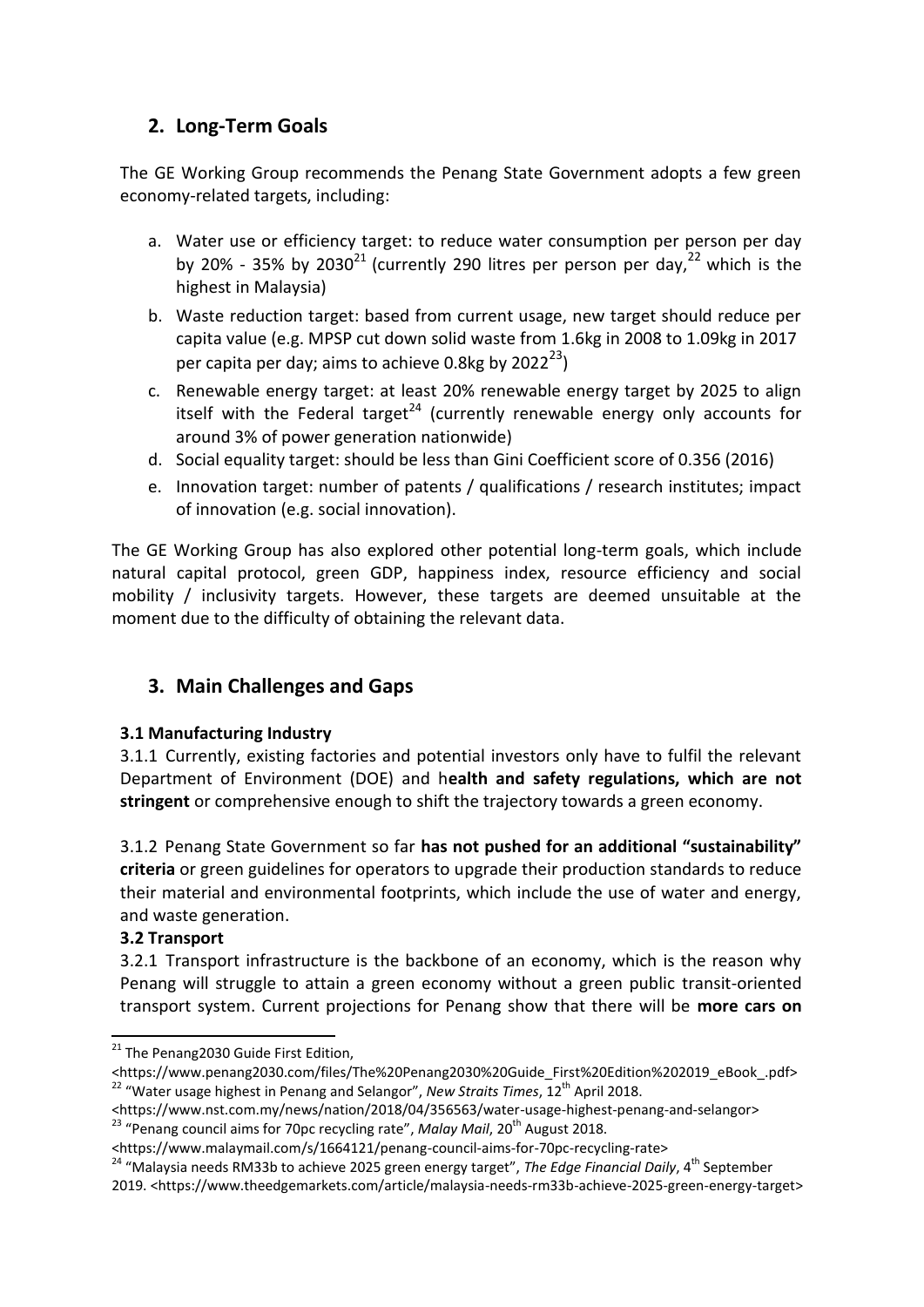## 2. Long-Term Goals

The GE Working Group recommends the Penang State Government adopts a few green economy-related targets, including:

a. Water use or efficiency target: to reduce water consumption per person per day by 20% - 35% by 2030[21] (currently 290 litres per person per day,[22] which is the highest in Malaysia)
b. Waste reduction target: based from current usage, new target should reduce per capita value (e.g. MPSP cut down solid waste from 1.6kg in 2008 to 1.09kg in 2017 per capita per day; aims to achieve 0.8kg by 2022[23])
c. Renewable energy target: at least 20% renewable energy target by 2025 to align itself with the Federal target[24] (currently renewable energy only accounts for around 3% of power generation nationwide)
d. Social equality target: should be less than Gini Coefficient score of 0.356 (2016)
e. Innovation target: number of patents / qualifications / research institutes; impact of innovation (e.g. social innovation).

The GE Working Group has also explored other potential long-term goals, which include natural capital protocol, green GDP, happiness index, resource efficiency and social mobility / inclusivity targets. However, these targets are deemed unsuitable at the moment due to the difficulty of obtaining the relevant data.

## 3. Main Challenges and Gaps

### 3.1 Manufacturing Industry

3.1.1 Currently, existing factories and potential investors only have to fulfil the relevant Department of Environment (DOE) and h**ealth and safety regulations, which are not stringent** or comprehensive enough to shift the trajectory towards a green economy.

3.1.2 Penang State Government so far **has not pushed for an additional "sustainability" criteria** or green guidelines for operators to upgrade their production standards to reduce their material and environmental footprints, which include the use of water and energy, and waste generation.

### 3.2 Transport

3.2.1 Transport infrastructure is the backbone of an economy, which is the reason why Penang will struggle to attain a green economy without a green public transit-oriented transport system. Current projections for Penang show that there will be **more cars on**

---

[21] The Penang2030 Guide First Edition, <https://www.penang2030.com/files/The%20Penang2030%20Guide_First%20Edition%202019_eBook_.pdf>

[22] "Water usage highest in Penang and Selangor", *New Straits Times*, 12th April 2018. <https://www.nst.com.my/news/nation/2018/04/356563/water-usage-highest-penang-and-selangor>

[23] "Penang council aims for 70pc recycling rate", *Malay Mail*, 20th August 2018. <https://www.malaymail.com/s/1664121/penang-council-aims-for-70pc-recycling-rate>

[24] "Malaysia needs RM33b to achieve 2025 green energy target", *The Edge Financial Daily*, 4th September 2019. <https://www.theedgemarkets.com/article/malaysia-needs-rm33b-achieve-2025-green-energy-target>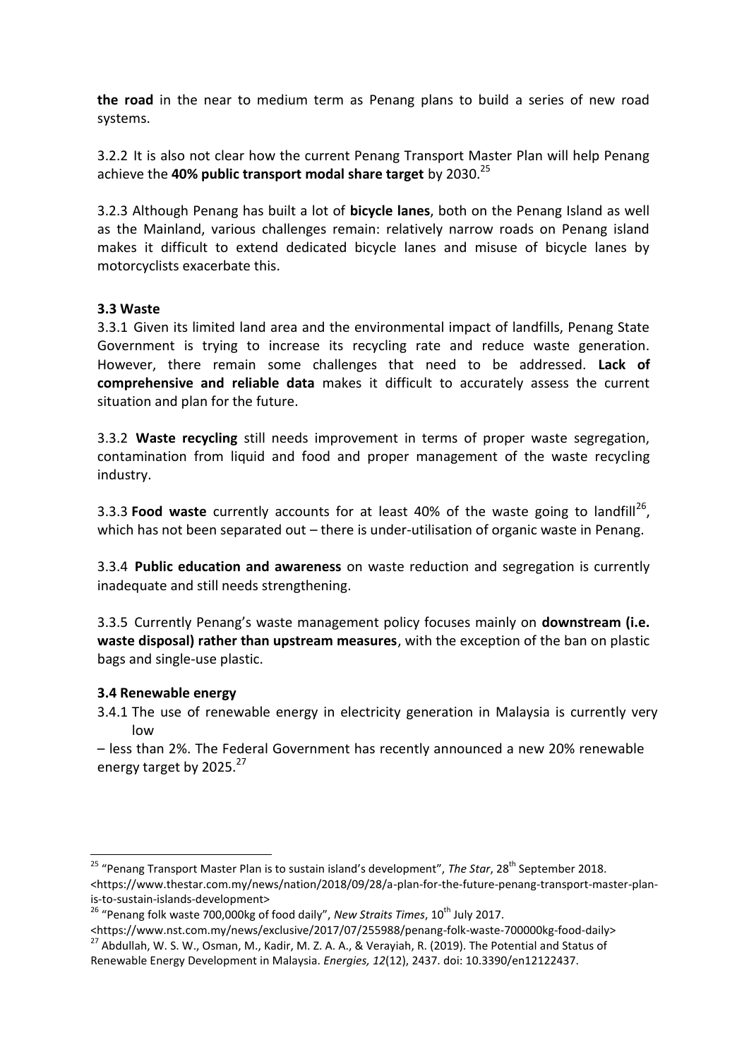**the road** in the near to medium term as Penang plans to build a series of new road systems.

3.2.2 It is also not clear how the current Penang Transport Master Plan will help Penang achieve the **40% public transport modal share target** by 2030.[25]

3.2.3 Although Penang has built a lot of **bicycle lanes**, both on the Penang Island as well as the Mainland, various challenges remain: relatively narrow roads on Penang island makes it difficult to extend dedicated bicycle lanes and misuse of bicycle lanes by motorcyclists exacerbate this.

**3.3 Waste**

3.3.1 Given its limited land area and the environmental impact of landfills, Penang State Government is trying to increase its recycling rate and reduce waste generation. However, there remain some challenges that need to be addressed. **Lack of comprehensive and reliable data** makes it difficult to accurately assess the current situation and plan for the future.

3.3.2 **Waste recycling** still needs improvement in terms of proper waste segregation, contamination from liquid and food and proper management of the waste recycling industry.

3.3.3 **Food waste** currently accounts for at least 40% of the waste going to landfill[26], which has not been separated out – there is under-utilisation of organic waste in Penang.

3.3.4 **Public education and awareness** on waste reduction and segregation is currently inadequate and still needs strengthening.

3.3.5 Currently Penang's waste management policy focuses mainly on **downstream (i.e. waste disposal) rather than upstream measures**, with the exception of the ban on plastic bags and single-use plastic.

**3.4 Renewable energy**

3.4.1 The use of renewable energy in electricity generation in Malaysia is currently very low
– less than 2%. The Federal Government has recently announced a new 20% renewable energy target by 2025.[27]

---

[25] "Penang Transport Master Plan is to sustain island's development", *The Star*, 28th September 2018. <https://www.thestar.com.my/news/nation/2018/09/28/a-plan-for-the-future-penang-transport-master-plan-is-to-sustain-islands-development>

[26] "Penang folk waste 700,000kg of food daily", *New Straits Times*, 10th July 2017. <https://www.nst.com.my/news/exclusive/2017/07/255988/penang-folk-waste-700000kg-food-daily>

[27] Abdullah, W. S. W., Osman, M., Kadir, M. Z. A. A., & Verayiah, R. (2019). The Potential and Status of Renewable Energy Development in Malaysia. *Energies, 12*(12), 2437. doi: 10.3390/en12122437.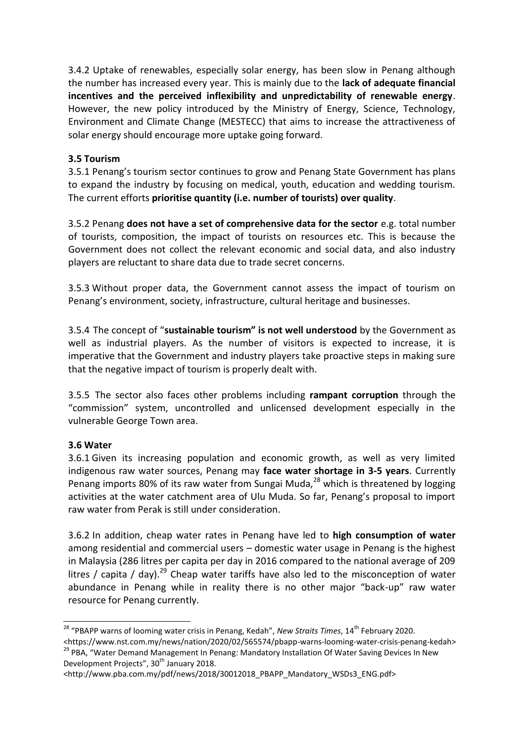3.4.2 Uptake of renewables, especially solar energy, has been slow in Penang although the number has increased every year. This is mainly due to the **lack of adequate financial incentives and the perceived inflexibility and unpredictability of renewable energy**. However, the new policy introduced by the Ministry of Energy, Science, Technology, Environment and Climate Change (MESTECC) that aims to increase the attractiveness of solar energy should encourage more uptake going forward.

### 3.5 Tourism

3.5.1 Penang's tourism sector continues to grow and Penang State Government has plans to expand the industry by focusing on medical, youth, education and wedding tourism. The current efforts **prioritise quantity (i.e. number of tourists) over quality**.

3.5.2 Penang **does not have a set of comprehensive data for the sector** e.g. total number of tourists, composition, the impact of tourists on resources etc. This is because the Government does not collect the relevant economic and social data, and also industry players are reluctant to share data due to trade secret concerns.

3.5.3 Without proper data, the Government cannot assess the impact of tourism on Penang's environment, society, infrastructure, cultural heritage and businesses.

3.5.4 The concept of "**sustainable tourism" is not well understood** by the Government as well as industrial players. As the number of visitors is expected to increase, it is imperative that the Government and industry players take proactive steps in making sure that the negative impact of tourism is properly dealt with.

3.5.5 The sector also faces other problems including **rampant corruption** through the "commission" system, uncontrolled and unlicensed development especially in the vulnerable George Town area.

### 3.6 Water

3.6.1 Given its increasing population and economic growth, as well as very limited indigenous raw water sources, Penang may **face water shortage in 3-5 years**. Currently Penang imports 80% of its raw water from Sungai Muda,[28] which is threatened by logging activities at the water catchment area of Ulu Muda. So far, Penang's proposal to import raw water from Perak is still under consideration.

3.6.2 In addition, cheap water rates in Penang have led to **high consumption of water** among residential and commercial users – domestic water usage in Penang is the highest in Malaysia (286 litres per capita per day in 2016 compared to the national average of 209 litres / capita / day).[29] Cheap water tariffs have also led to the misconception of water abundance in Penang while in reality there is no other major "back-up" raw water resource for Penang currently.

---

[28] "PBAPP warns of looming water crisis in Penang, Kedah", *New Straits Times*, 14th February 2020. <https://www.nst.com.my/news/nation/2020/02/565574/pbapp-warns-looming-water-crisis-penang-kedah>

[29] PBA, "Water Demand Management In Penang: Mandatory Installation Of Water Saving Devices In New Development Projects", 30th January 2018. <http://www.pba.com.my/pdf/news/2018/30012018_PBAPP_Mandatory_WSDs3_ENG.pdf>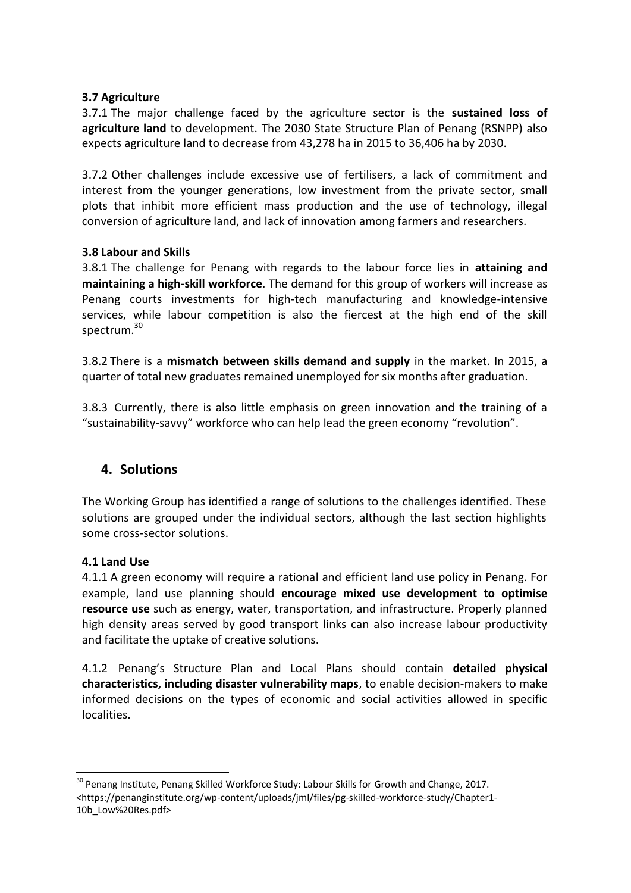### 3.7 Agriculture

3.7.1 The major challenge faced by the agriculture sector is the **sustained loss of agriculture land** to development. The 2030 State Structure Plan of Penang (RSNPP) also expects agriculture land to decrease from 43,278 ha in 2015 to 36,406 ha by 2030.

3.7.2 Other challenges include excessive use of fertilisers, a lack of commitment and interest from the younger generations, low investment from the private sector, small plots that inhibit more efficient mass production and the use of technology, illegal conversion of agriculture land, and lack of innovation among farmers and researchers.

### 3.8 Labour and Skills

3.8.1 The challenge for Penang with regards to the labour force lies in **attaining and maintaining a high-skill workforce**. The demand for this group of workers will increase as Penang courts investments for high-tech manufacturing and knowledge-intensive services, while labour competition is also the fiercest at the high end of the skill spectrum.[30]

3.8.2 There is a **mismatch between skills demand and supply** in the market. In 2015, a quarter of total new graduates remained unemployed for six months after graduation.

3.8.3 Currently, there is also little emphasis on green innovation and the training of a "sustainability-savvy" workforce who can help lead the green economy "revolution".

## 4. Solutions

The Working Group has identified a range of solutions to the challenges identified. These solutions are grouped under the individual sectors, although the last section highlights some cross-sector solutions.

### 4.1 Land Use

4.1.1 A green economy will require a rational and efficient land use policy in Penang. For example, land use planning should **encourage mixed use development to optimise resource use** such as energy, water, transportation, and infrastructure. Properly planned high density areas served by good transport links can also increase labour productivity and facilitate the uptake of creative solutions.

4.1.2 Penang's Structure Plan and Local Plans should contain **detailed physical characteristics, including disaster vulnerability maps**, to enable decision-makers to make informed decisions on the types of economic and social activities allowed in specific localities.

---

[30] Penang Institute, Penang Skilled Workforce Study: Labour Skills for Growth and Change, 2017. <https://penanginstitute.org/wp-content/uploads/jml/files/pg-skilled-workforce-study/Chapter1-10b_Low%20Res.pdf>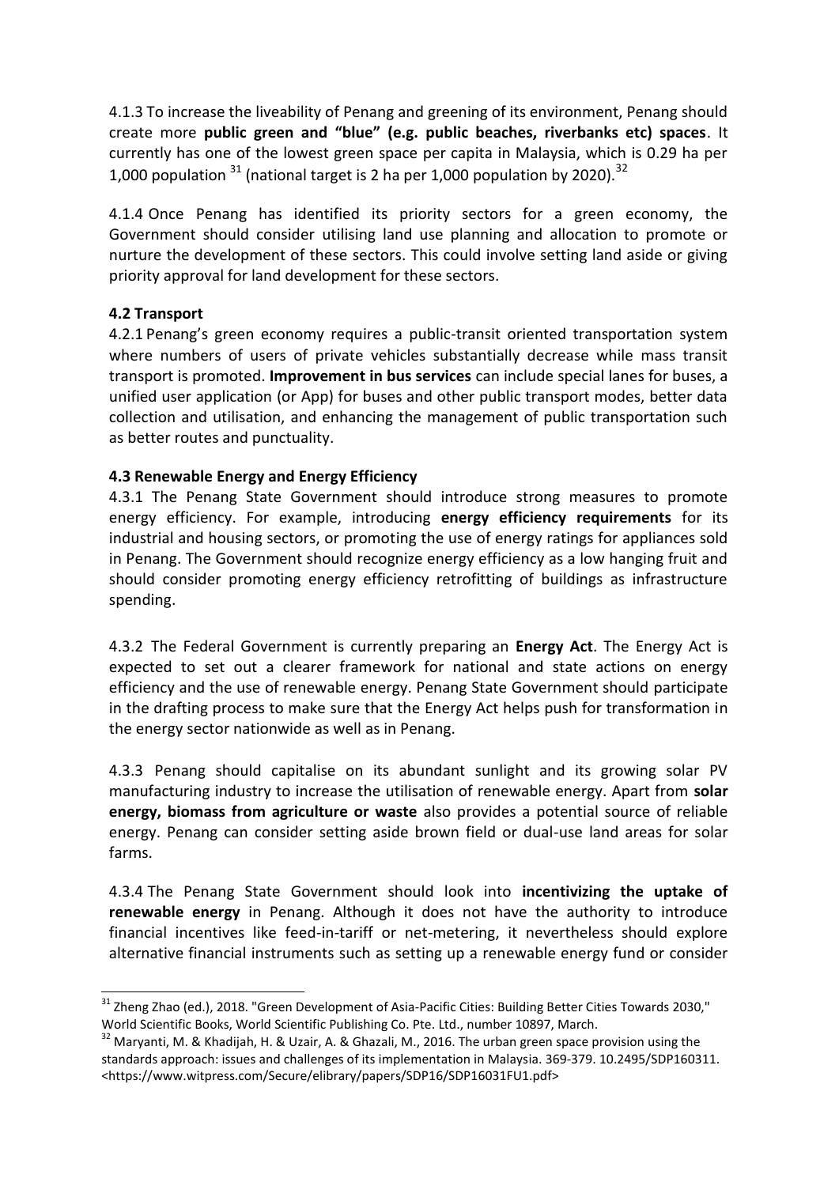4.1.3 To increase the liveability of Penang and greening of its environment, Penang should create more **public green and "blue" (e.g. public beaches, riverbanks etc) spaces**. It currently has one of the lowest green space per capita in Malaysia, which is 0.29 ha per 1,000 population [31] (national target is 2 ha per 1,000 population by 2020).[32]

4.1.4 Once Penang has identified its priority sectors for a green economy, the Government should consider utilising land use planning and allocation to promote or nurture the development of these sectors. This could involve setting land aside or giving priority approval for land development for these sectors.

**4.2 Transport**

4.2.1 Penang's green economy requires a public-transit oriented transportation system where numbers of users of private vehicles substantially decrease while mass transit transport is promoted. **Improvement in bus services** can include special lanes for buses, a unified user application (or App) for buses and other public transport modes, better data collection and utilisation, and enhancing the management of public transportation such as better routes and punctuality.

**4.3 Renewable Energy and Energy Efficiency**

4.3.1 The Penang State Government should introduce strong measures to promote energy efficiency. For example, introducing **energy efficiency requirements** for its industrial and housing sectors, or promoting the use of energy ratings for appliances sold in Penang. The Government should recognize energy efficiency as a low hanging fruit and should consider promoting energy efficiency retrofitting of buildings as infrastructure spending.

4.3.2 The Federal Government is currently preparing an **Energy Act**. The Energy Act is expected to set out a clearer framework for national and state actions on energy efficiency and the use of renewable energy. Penang State Government should participate in the drafting process to make sure that the Energy Act helps push for transformation in the energy sector nationwide as well as in Penang.

4.3.3 Penang should capitalise on its abundant sunlight and its growing solar PV manufacturing industry to increase the utilisation of renewable energy. Apart from **solar energy, biomass from agriculture or waste** also provides a potential source of reliable energy. Penang can consider setting aside brown field or dual-use land areas for solar farms.

4.3.4 The Penang State Government should look into **incentivizing the uptake of renewable energy** in Penang. Although it does not have the authority to introduce financial incentives like feed-in-tariff or net-metering, it nevertheless should explore alternative financial instruments such as setting up a renewable energy fund or consider

[31] Zheng Zhao (ed.), 2018. "Green Development of Asia-Pacific Cities: Building Better Cities Towards 2030," World Scientific Books, World Scientific Publishing Co. Pte. Ltd., number 10897, March.

[32] Maryanti, M. & Khadijah, H. & Uzair, A. & Ghazali, M., 2016. The urban green space provision using the standards approach: issues and challenges of its implementation in Malaysia. 369-379. 10.2495/SDP160311. <https://www.witpress.com/Secure/elibrary/papers/SDP16/SDP16031FU1.pdf>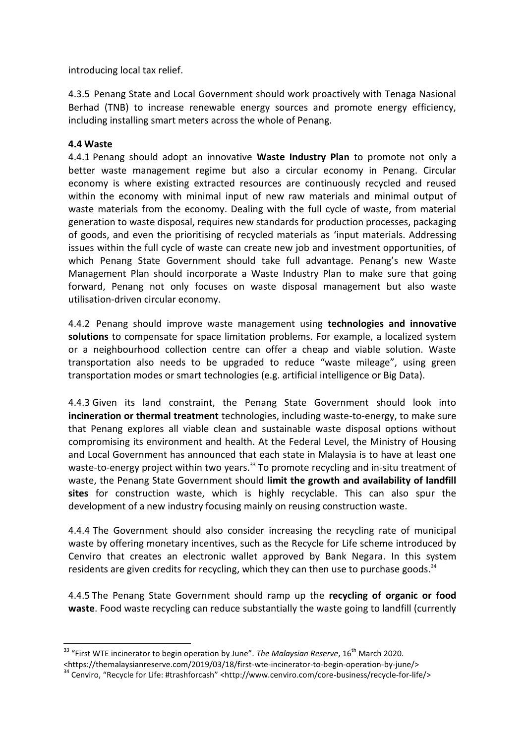introducing local tax relief.

4.3.5 Penang State and Local Government should work proactively with Tenaga Nasional Berhad (TNB) to increase renewable energy sources and promote energy efficiency, including installing smart meters across the whole of Penang.

### 4.4 Waste

4.4.1 Penang should adopt an innovative **Waste Industry Plan** to promote not only a better waste management regime but also a circular economy in Penang. Circular economy is where existing extracted resources are continuously recycled and reused within the economy with minimal input of new raw materials and minimal output of waste materials from the economy. Dealing with the full cycle of waste, from material generation to waste disposal, requires new standards for production processes, packaging of goods, and even the prioritising of recycled materials as 'input materials. Addressing issues within the full cycle of waste can create new job and investment opportunities, of which Penang State Government should take full advantage. Penang's new Waste Management Plan should incorporate a Waste Industry Plan to make sure that going forward, Penang not only focuses on waste disposal management but also waste utilisation-driven circular economy.

4.4.2 Penang should improve waste management using **technologies and innovative solutions** to compensate for space limitation problems. For example, a localized system or a neighbourhood collection centre can offer a cheap and viable solution. Waste transportation also needs to be upgraded to reduce "waste mileage", using green transportation modes or smart technologies (e.g. artificial intelligence or Big Data).

4.4.3 Given its land constraint, the Penang State Government should look into **incineration or thermal treatment** technologies, including waste-to-energy, to make sure that Penang explores all viable clean and sustainable waste disposal options without compromising its environment and health. At the Federal Level, the Ministry of Housing and Local Government has announced that each state in Malaysia is to have at least one waste-to-energy project within two years.[33] To promote recycling and in-situ treatment of waste, the Penang State Government should **limit the growth and availability of landfill sites** for construction waste, which is highly recyclable. This can also spur the development of a new industry focusing mainly on reusing construction waste.

4.4.4 The Government should also consider increasing the recycling rate of municipal waste by offering monetary incentives, such as the Recycle for Life scheme introduced by Cenviro that creates an electronic wallet approved by Bank Negara. In this system residents are given credits for recycling, which they can then use to purchase goods.[34]

4.4.5 The Penang State Government should ramp up the **recycling of organic or food waste**. Food waste recycling can reduce substantially the waste going to landfill (currently

---

[33] "First WTE incinerator to begin operation by June". *The Malaysian Reserve*, 16th March 2020. <https://themalaysianreserve.com/2019/03/18/first-wte-incinerator-to-begin-operation-by-june/>

[34] Cenviro, "Recycle for Life: #trashforcash" <http://www.cenviro.com/core-business/recycle-for-life/>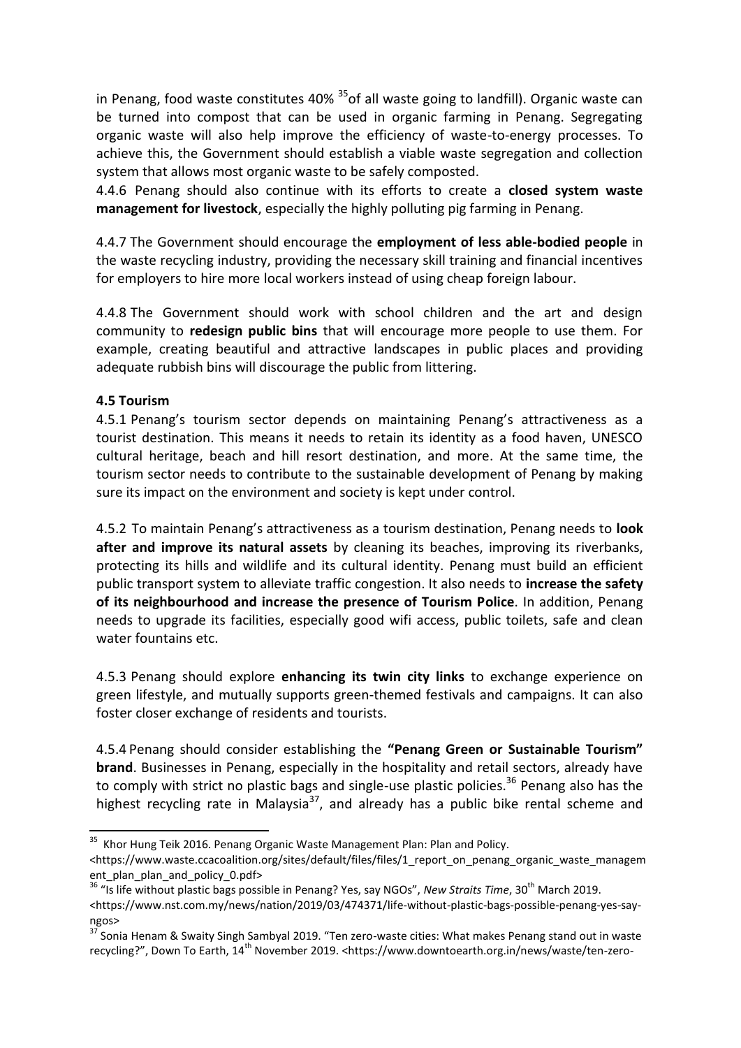in Penang, food waste constitutes 40% [35]of all waste going to landfill). Organic waste can be turned into compost that can be used in organic farming in Penang. Segregating organic waste will also help improve the efficiency of waste-to-energy processes. To achieve this, the Government should establish a viable waste segregation and collection system that allows most organic waste to be safely composted.

4.4.6 Penang should also continue with its efforts to create a **closed system waste management for livestock**, especially the highly polluting pig farming in Penang.

4.4.7 The Government should encourage the **employment of less able-bodied people** in the waste recycling industry, providing the necessary skill training and financial incentives for employers to hire more local workers instead of using cheap foreign labour.

4.4.8 The Government should work with school children and the art and design community to **redesign public bins** that will encourage more people to use them. For example, creating beautiful and attractive landscapes in public places and providing adequate rubbish bins will discourage the public from littering.

**4.5 Tourism**

4.5.1 Penang's tourism sector depends on maintaining Penang's attractiveness as a tourist destination. This means it needs to retain its identity as a food haven, UNESCO cultural heritage, beach and hill resort destination, and more. At the same time, the tourism sector needs to contribute to the sustainable development of Penang by making sure its impact on the environment and society is kept under control.

4.5.2 To maintain Penang's attractiveness as a tourism destination, Penang needs to **look after and improve its natural assets** by cleaning its beaches, improving its riverbanks, protecting its hills and wildlife and its cultural identity. Penang must build an efficient public transport system to alleviate traffic congestion. It also needs to **increase the safety of its neighbourhood and increase the presence of Tourism Police**. In addition, Penang needs to upgrade its facilities, especially good wifi access, public toilets, safe and clean water fountains etc.

4.5.3 Penang should explore **enhancing its twin city links** to exchange experience on green lifestyle, and mutually supports green-themed festivals and campaigns. It can also foster closer exchange of residents and tourists.

4.5.4 Penang should consider establishing the **"Penang Green or Sustainable Tourism" brand**. Businesses in Penang, especially in the hospitality and retail sectors, already have to comply with strict no plastic bags and single-use plastic policies.[36] Penang also has the highest recycling rate in Malaysia[37], and already has a public bike rental scheme and

---

[35] Khor Hung Teik 2016. Penang Organic Waste Management Plan: Plan and Policy. <https://www.waste.ccacoalition.org/sites/default/files/files/1_report_on_penang_organic_waste_management_plan_plan_and_policy_0.pdf>

[36] "Is life without plastic bags possible in Penang? Yes, say NGOs", *New Straits Time*, 30th March 2019. <https://www.nst.com.my/news/nation/2019/03/474371/life-without-plastic-bags-possible-penang-yes-say-ngos>

[37] Sonia Henam & Swaity Singh Sambyal 2019. "Ten zero-waste cities: What makes Penang stand out in waste recycling?", Down To Earth, 14th November 2019. <https://www.downtoearth.org.in/news/waste/ten-zero-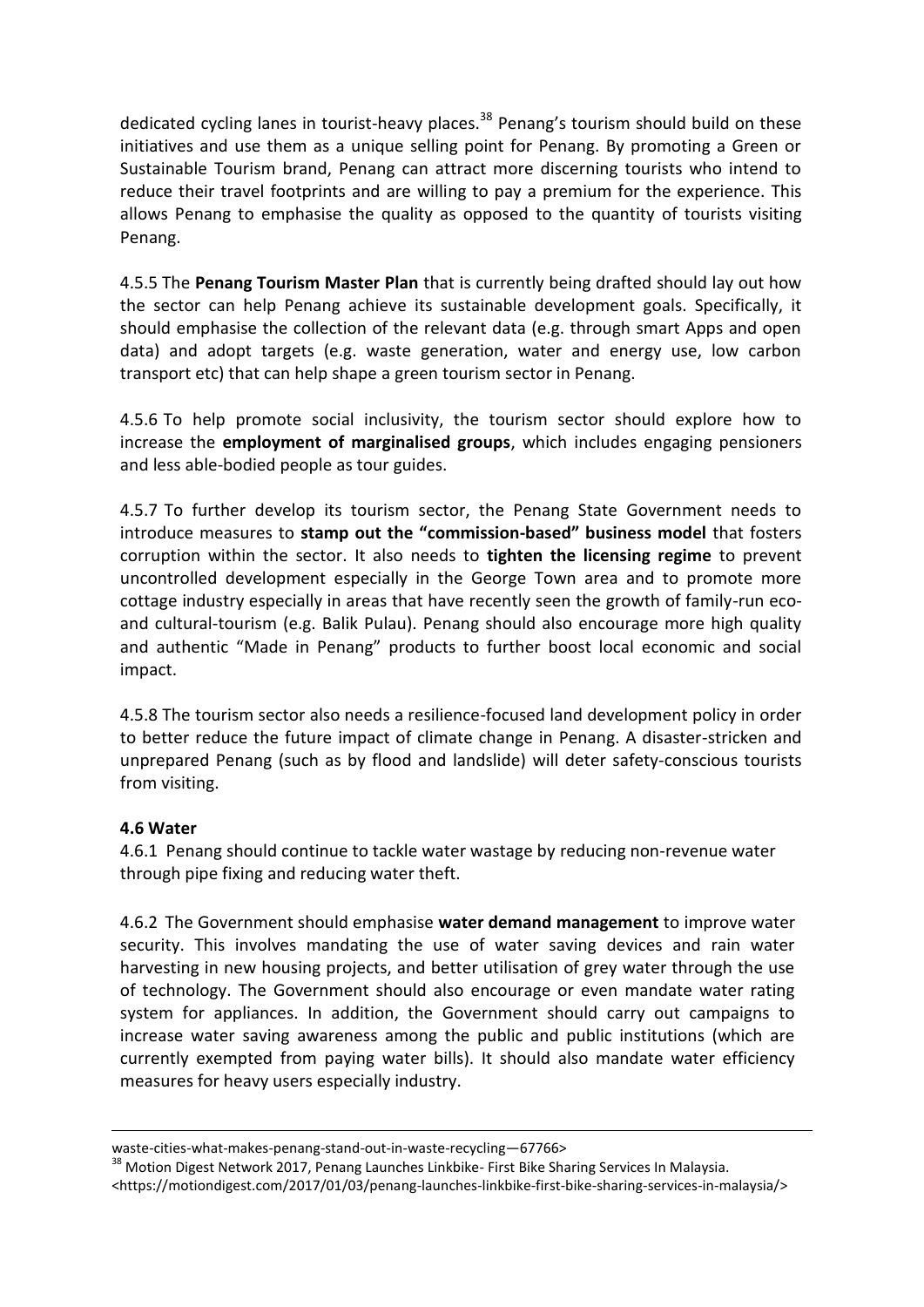dedicated cycling lanes in tourist-heavy places.[38] Penang's tourism should build on these initiatives and use them as a unique selling point for Penang. By promoting a Green or Sustainable Tourism brand, Penang can attract more discerning tourists who intend to reduce their travel footprints and are willing to pay a premium for the experience. This allows Penang to emphasise the quality as opposed to the quantity of tourists visiting Penang.

4.5.5 The **Penang Tourism Master Plan** that is currently being drafted should lay out how the sector can help Penang achieve its sustainable development goals. Specifically, it should emphasise the collection of the relevant data (e.g. through smart Apps and open data) and adopt targets (e.g. waste generation, water and energy use, low carbon transport etc) that can help shape a green tourism sector in Penang.

4.5.6 To help promote social inclusivity, the tourism sector should explore how to increase the **employment of marginalised groups**, which includes engaging pensioners and less able-bodied people as tour guides.

4.5.7 To further develop its tourism sector, the Penang State Government needs to introduce measures to **stamp out the "commission-based" business model** that fosters corruption within the sector. It also needs to **tighten the licensing regime** to prevent uncontrolled development especially in the George Town area and to promote more cottage industry especially in areas that have recently seen the growth of family-run eco- and cultural-tourism (e.g. Balik Pulau). Penang should also encourage more high quality and authentic "Made in Penang" products to further boost local economic and social impact.

4.5.8 The tourism sector also needs a resilience-focused land development policy in order to better reduce the future impact of climate change in Penang. A disaster-stricken and unprepared Penang (such as by flood and landslide) will deter safety-conscious tourists from visiting.

**4.6 Water**

4.6.1 Penang should continue to tackle water wastage by reducing non-revenue water through pipe fixing and reducing water theft.

4.6.2 The Government should emphasise **water demand management** to improve water security. This involves mandating the use of water saving devices and rain water harvesting in new housing projects, and better utilisation of grey water through the use of technology. The Government should also encourage or even mandate water rating system for appliances. In addition, the Government should carry out campaigns to increase water saving awareness among the public and public institutions (which are currently exempted from paying water bills). It should also mandate water efficiency measures for heavy users especially industry.

---

waste-cities-what-makes-penang-stand-out-in-waste-recycling—67766>

[38] Motion Digest Network 2017, Penang Launches Linkbike- First Bike Sharing Services In Malaysia. <https://motiondigest.com/2017/01/03/penang-launches-linkbike-first-bike-sharing-services-in-malaysia/>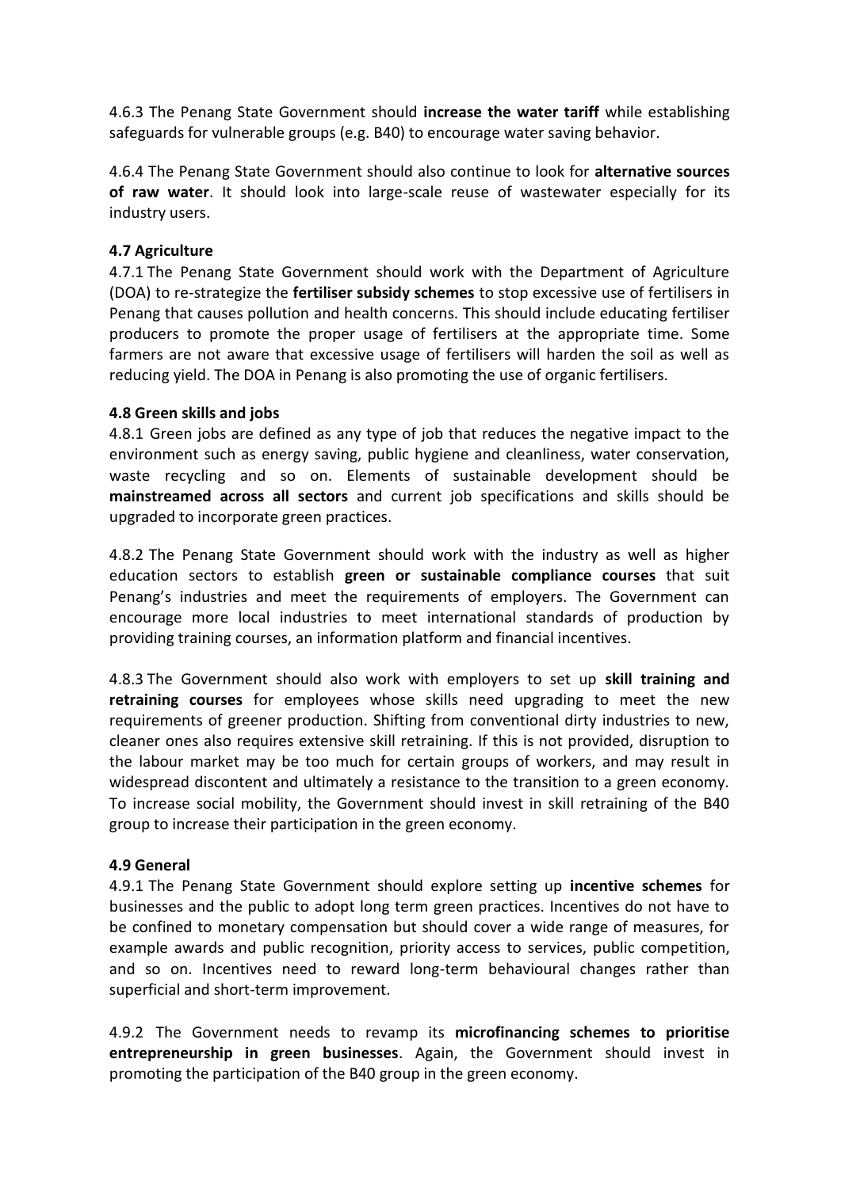4.6.3 The Penang State Government should **increase the water tariff** while establishing safeguards for vulnerable groups (e.g. B40) to encourage water saving behavior.

4.6.4 The Penang State Government should also continue to look for **alternative sources of raw water**. It should look into large-scale reuse of wastewater especially for its industry users.

### 4.7 Agriculture

4.7.1 The Penang State Government should work with the Department of Agriculture (DOA) to re-strategize the **fertiliser subsidy schemes** to stop excessive use of fertilisers in Penang that causes pollution and health concerns. This should include educating fertiliser producers to promote the proper usage of fertilisers at the appropriate time. Some farmers are not aware that excessive usage of fertilisers will harden the soil as well as reducing yield. The DOA in Penang is also promoting the use of organic fertilisers.

### 4.8 Green skills and jobs

4.8.1 Green jobs are defined as any type of job that reduces the negative impact to the environment such as energy saving, public hygiene and cleanliness, water conservation, waste recycling and so on. Elements of sustainable development should be **mainstreamed across all sectors** and current job specifications and skills should be upgraded to incorporate green practices.

4.8.2 The Penang State Government should work with the industry as well as higher education sectors to establish **green or sustainable compliance courses** that suit Penang's industries and meet the requirements of employers. The Government can encourage more local industries to meet international standards of production by providing training courses, an information platform and financial incentives.

4.8.3 The Government should also work with employers to set up **skill training and retraining courses** for employees whose skills need upgrading to meet the new requirements of greener production. Shifting from conventional dirty industries to new, cleaner ones also requires extensive skill retraining. If this is not provided, disruption to the labour market may be too much for certain groups of workers, and may result in widespread discontent and ultimately a resistance to the transition to a green economy. To increase social mobility, the Government should invest in skill retraining of the B40 group to increase their participation in the green economy.

### 4.9 General

4.9.1 The Penang State Government should explore setting up **incentive schemes** for businesses and the public to adopt long term green practices. Incentives do not have to be confined to monetary compensation but should cover a wide range of measures, for example awards and public recognition, priority access to services, public competition, and so on. Incentives need to reward long-term behavioural changes rather than superficial and short-term improvement.

4.9.2 The Government needs to revamp its **microfinancing schemes to prioritise entrepreneurship in green businesses**. Again, the Government should invest in promoting the participation of the B40 group in the green economy.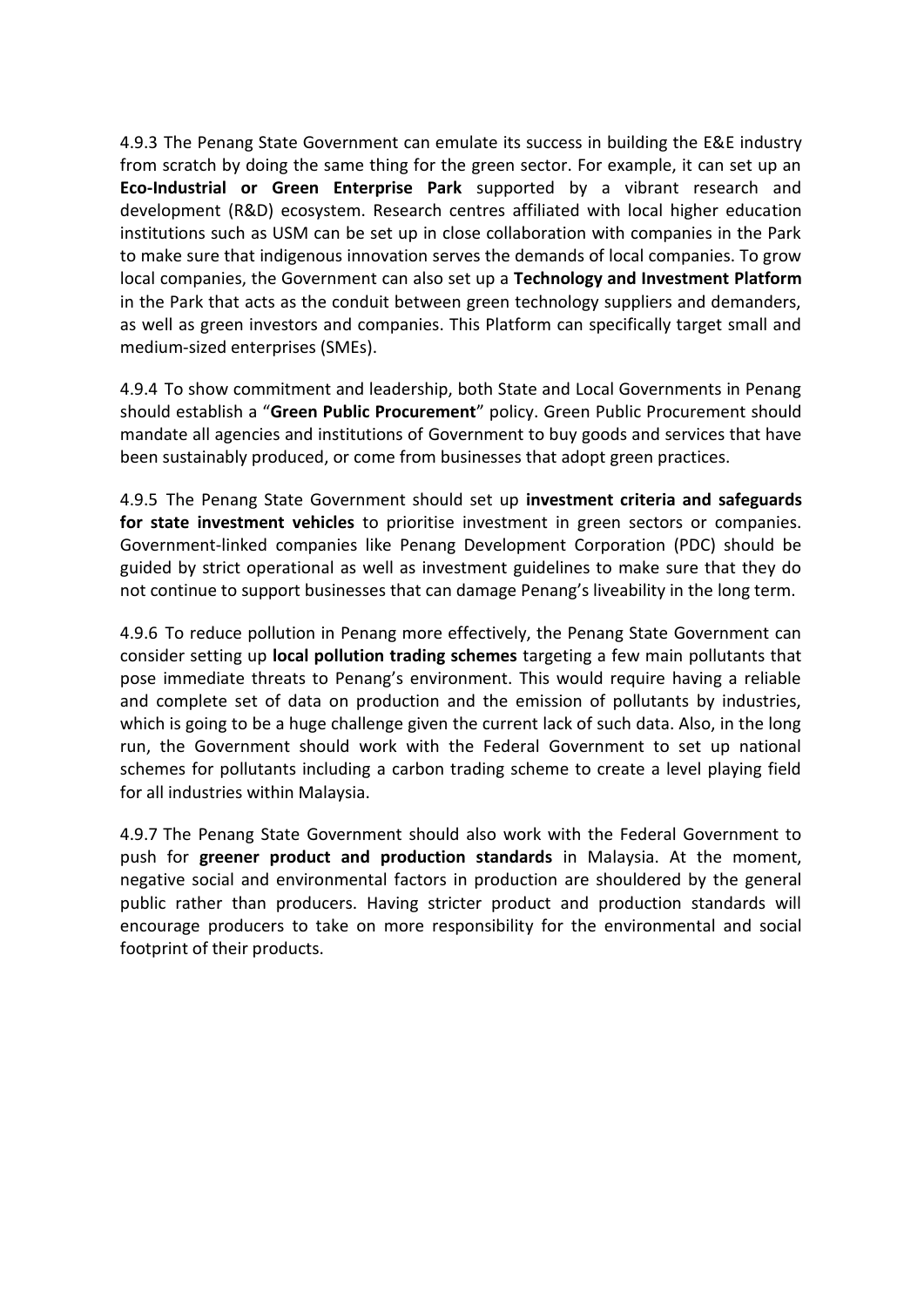4.9.3 The Penang State Government can emulate its success in building the E&E industry from scratch by doing the same thing for the green sector. For example, it can set up an **Eco-Industrial or Green Enterprise Park** supported by a vibrant research and development (R&D) ecosystem. Research centres affiliated with local higher education institutions such as USM can be set up in close collaboration with companies in the Park to make sure that indigenous innovation serves the demands of local companies. To grow local companies, the Government can also set up a **Technology and Investment Platform** in the Park that acts as the conduit between green technology suppliers and demanders, as well as green investors and companies. This Platform can specifically target small and medium-sized enterprises (SMEs).

4.9.4 To show commitment and leadership, both State and Local Governments in Penang should establish a "**Green Public Procurement**" policy. Green Public Procurement should mandate all agencies and institutions of Government to buy goods and services that have been sustainably produced, or come from businesses that adopt green practices.

4.9.5 The Penang State Government should set up **investment criteria and safeguards for state investment vehicles** to prioritise investment in green sectors or companies. Government-linked companies like Penang Development Corporation (PDC) should be guided by strict operational as well as investment guidelines to make sure that they do not continue to support businesses that can damage Penang's liveability in the long term.

4.9.6 To reduce pollution in Penang more effectively, the Penang State Government can consider setting up **local pollution trading schemes** targeting a few main pollutants that pose immediate threats to Penang's environment. This would require having a reliable and complete set of data on production and the emission of pollutants by industries, which is going to be a huge challenge given the current lack of such data. Also, in the long run, the Government should work with the Federal Government to set up national schemes for pollutants including a carbon trading scheme to create a level playing field for all industries within Malaysia.

4.9.7 The Penang State Government should also work with the Federal Government to push for **greener product and production standards** in Malaysia. At the moment, negative social and environmental factors in production are shouldered by the general public rather than producers. Having stricter product and production standards will encourage producers to take on more responsibility for the environmental and social footprint of their products.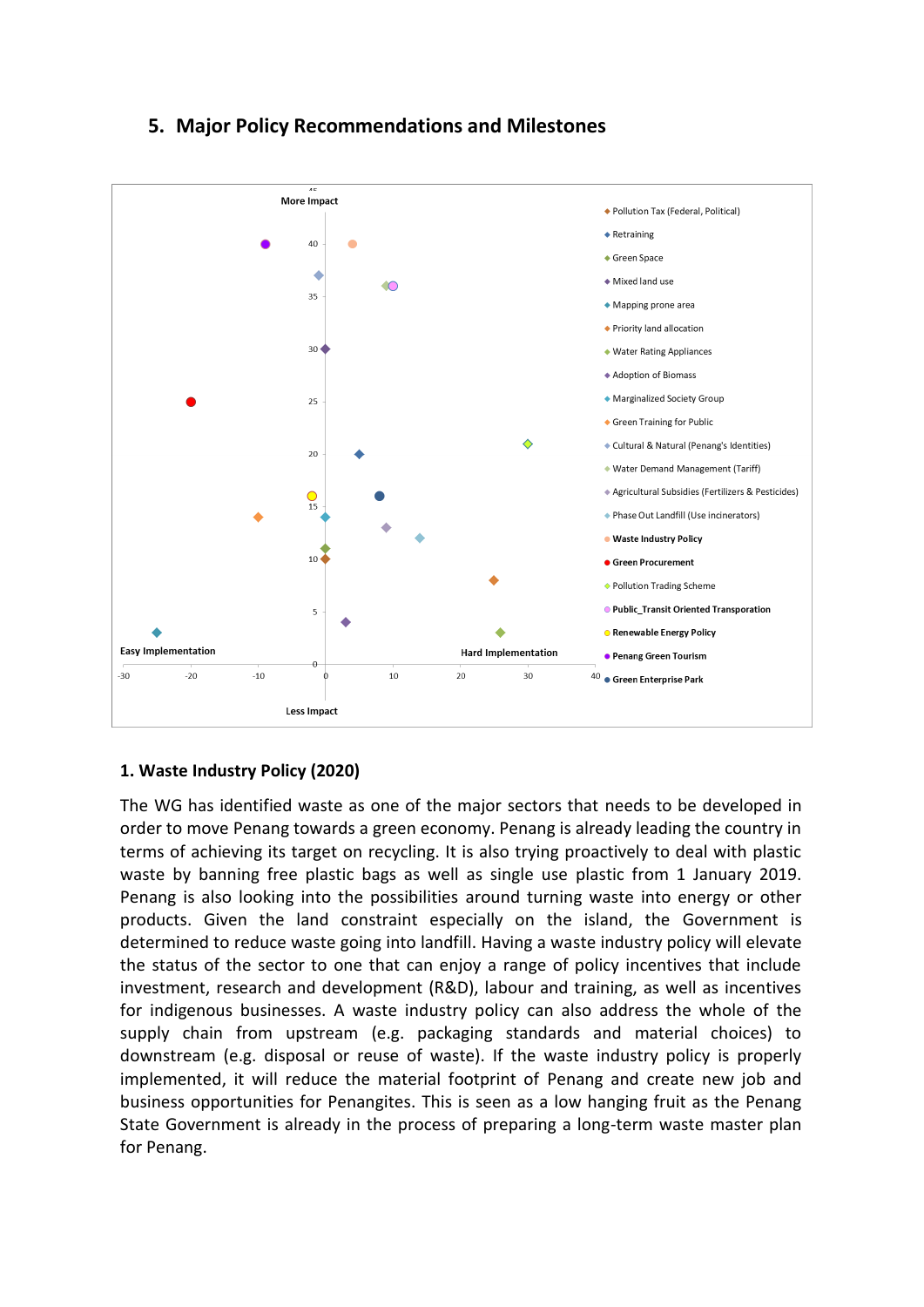## 5. Major Policy Recommendations and Milestones

### 1. Waste Industry Policy (2020)

The WG has identified waste as one of the major sectors that needs to be developed in order to move Penang towards a green economy. Penang is already leading the country in terms of achieving its target on recycling. It is also trying proactively to deal with plastic waste by banning free plastic bags as well as single use plastic from 1 January 2019. Penang is also looking into the possibilities around turning waste into energy or other products. Given the land constraint especially on the island, the Government is determined to reduce waste going into landfill. Having a waste industry policy will elevate the status of the sector to one that can enjoy a range of policy incentives that include investment, research and development (R&D), labour and training, as well as incentives for indigenous businesses. A waste industry policy can also address the whole of the supply chain from upstream (e.g. packaging standards and material choices) to downstream (e.g. disposal or reuse of waste). If the waste industry policy is properly implemented, it will reduce the material footprint of Penang and create new job and business opportunities for Penangites. This is seen as a low hanging fruit as the Penang State Government is already in the process of preparing a long-term waste master plan for Penang.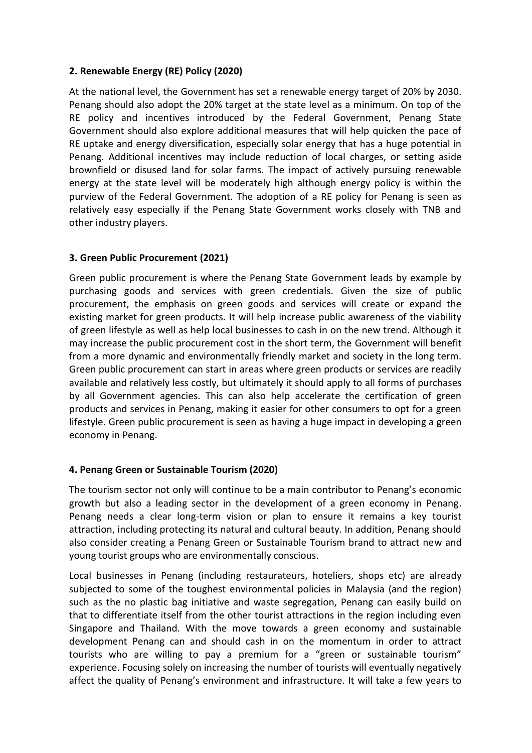### 2. Renewable Energy (RE) Policy (2020)

At the national level, the Government has set a renewable energy target of 20% by 2030. Penang should also adopt the 20% target at the state level as a minimum. On top of the RE policy and incentives introduced by the Federal Government, Penang State Government should also explore additional measures that will help quicken the pace of RE uptake and energy diversification, especially solar energy that has a huge potential in Penang. Additional incentives may include reduction of local charges, or setting aside brownfield or disused land for solar farms. The impact of actively pursuing renewable energy at the state level will be moderately high although energy policy is within the purview of the Federal Government. The adoption of a RE policy for Penang is seen as relatively easy especially if the Penang State Government works closely with TNB and other industry players.

### 3. Green Public Procurement (2021)

Green public procurement is where the Penang State Government leads by example by purchasing goods and services with green credentials. Given the size of public procurement, the emphasis on green goods and services will create or expand the existing market for green products. It will help increase public awareness of the viability of green lifestyle as well as help local businesses to cash in on the new trend. Although it may increase the public procurement cost in the short term, the Government will benefit from a more dynamic and environmentally friendly market and society in the long term. Green public procurement can start in areas where green products or services are readily available and relatively less costly, but ultimately it should apply to all forms of purchases by all Government agencies. This can also help accelerate the certification of green products and services in Penang, making it easier for other consumers to opt for a green lifestyle. Green public procurement is seen as having a huge impact in developing a green economy in Penang.

### 4. Penang Green or Sustainable Tourism (2020)

The tourism sector not only will continue to be a main contributor to Penang's economic growth but also a leading sector in the development of a green economy in Penang. Penang needs a clear long-term vision or plan to ensure it remains a key tourist attraction, including protecting its natural and cultural beauty. In addition, Penang should also consider creating a Penang Green or Sustainable Tourism brand to attract new and young tourist groups who are environmentally conscious.

Local businesses in Penang (including restaurateurs, hoteliers, shops etc) are already subjected to some of the toughest environmental policies in Malaysia (and the region) such as the no plastic bag initiative and waste segregation, Penang can easily build on that to differentiate itself from the other tourist attractions in the region including even Singapore and Thailand. With the move towards a green economy and sustainable development Penang can and should cash in on the momentum in order to attract tourists who are willing to pay a premium for a "green or sustainable tourism" experience. Focusing solely on increasing the number of tourists will eventually negatively affect the quality of Penang's environment and infrastructure. It will take a few years to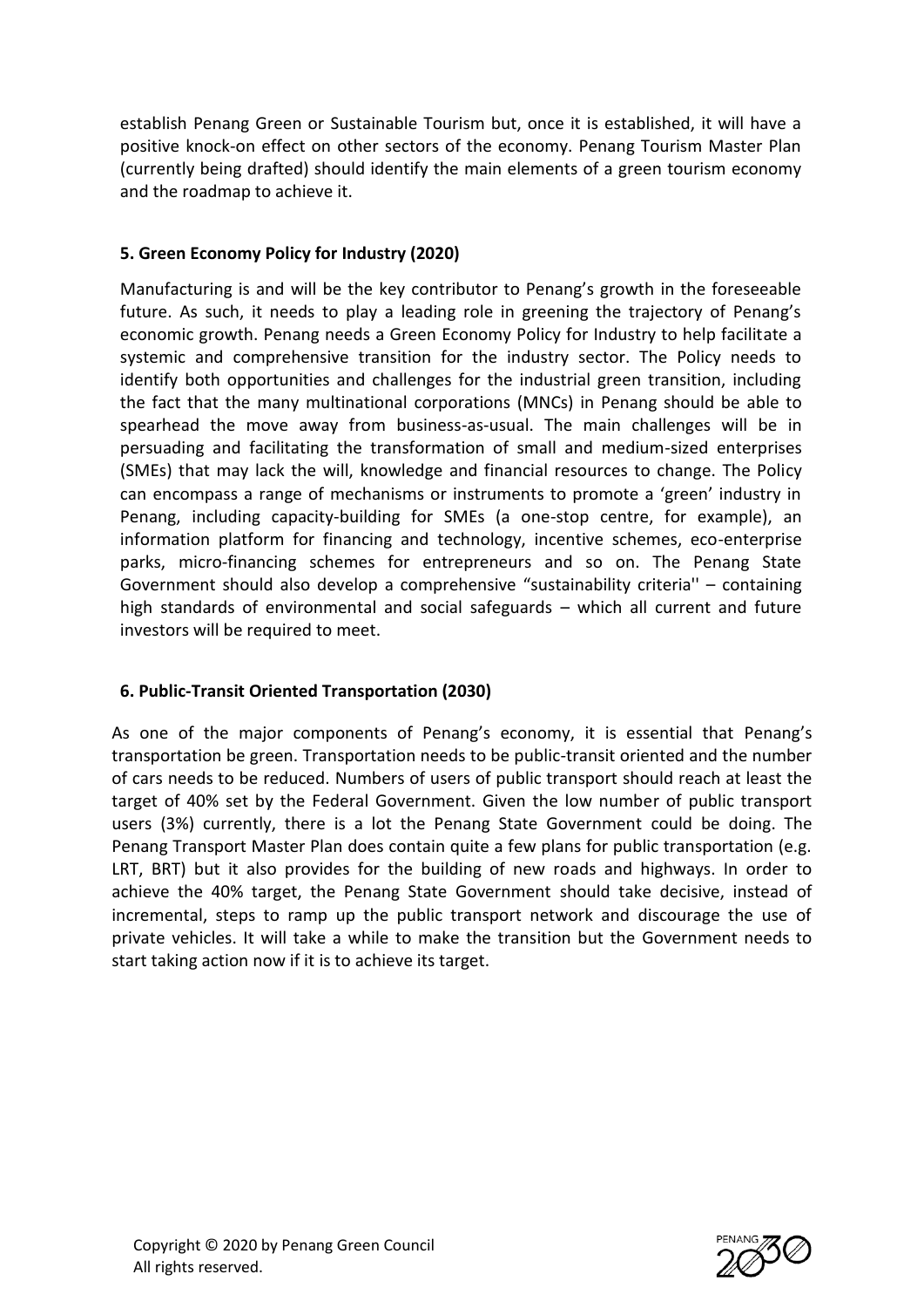establish Penang Green or Sustainable Tourism but, once it is established, it will have a positive knock-on effect on other sectors of the economy. Penang Tourism Master Plan (currently being drafted) should identify the main elements of a green tourism economy and the roadmap to achieve it.

### 5. Green Economy Policy for Industry (2020)

Manufacturing is and will be the key contributor to Penang's growth in the foreseeable future. As such, it needs to play a leading role in greening the trajectory of Penang's economic growth. Penang needs a Green Economy Policy for Industry to help facilitate a systemic and comprehensive transition for the industry sector. The Policy needs to identify both opportunities and challenges for the industrial green transition, including the fact that the many multinational corporations (MNCs) in Penang should be able to spearhead the move away from business-as-usual. The main challenges will be in persuading and facilitating the transformation of small and medium-sized enterprises (SMEs) that may lack the will, knowledge and financial resources to change. The Policy can encompass a range of mechanisms or instruments to promote a 'green' industry in Penang, including capacity-building for SMEs (a one-stop centre, for example), an information platform for financing and technology, incentive schemes, eco-enterprise parks, micro-financing schemes for entrepreneurs and so on. The Penang State Government should also develop a comprehensive "sustainability criteria'' – containing high standards of environmental and social safeguards – which all current and future investors will be required to meet.

### 6. Public-Transit Oriented Transportation (2030)

As one of the major components of Penang's economy, it is essential that Penang's transportation be green. Transportation needs to be public-transit oriented and the number of cars needs to be reduced. Numbers of users of public transport should reach at least the target of 40% set by the Federal Government. Given the low number of public transport users (3%) currently, there is a lot the Penang State Government could be doing. The Penang Transport Master Plan does contain quite a few plans for public transportation (e.g. LRT, BRT) but it also provides for the building of new roads and highways. In order to achieve the 40% target, the Penang State Government should take decisive, instead of incremental, steps to ramp up the public transport network and discourage the use of private vehicles. It will take a while to make the transition but the Government needs to start taking action now if it is to achieve its target.

Copyright © 2020 by Penang Green Council
All rights reserved.